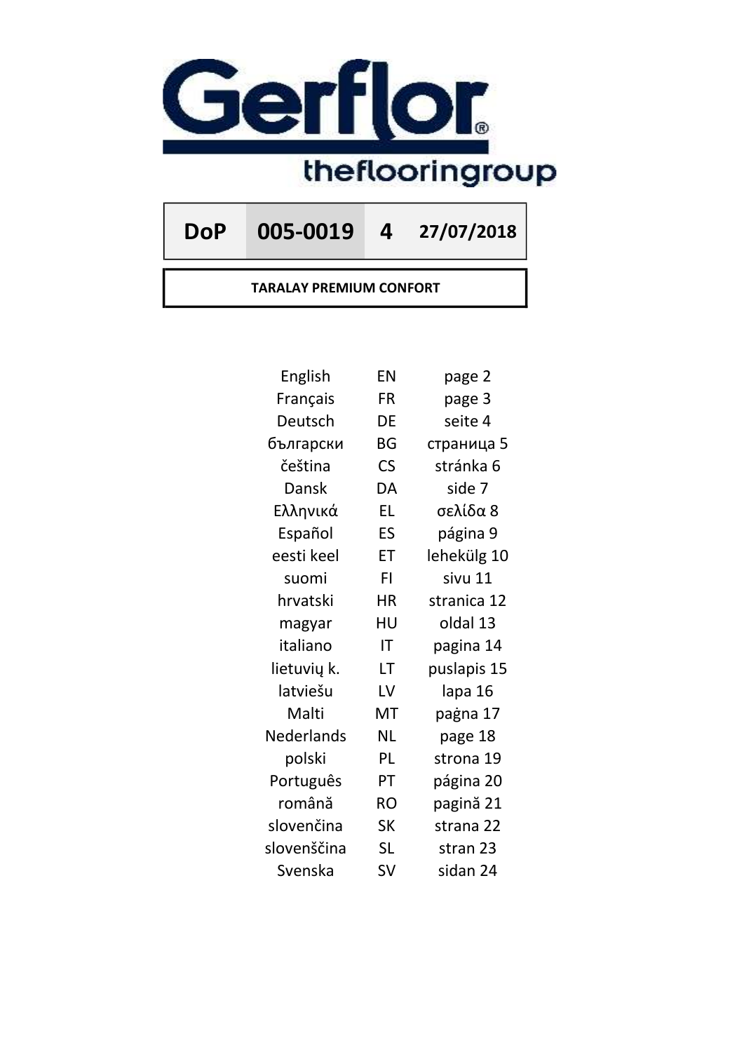Gerflor

theflooringroup

| DoP | 005-0019 | 4 | 27/07/2018 |
|---|---|---|---|

**TARALAY PREMIUM CONFORT**

| | | |
|---|---|---|
| English | EN | page 2 |
| Français | FR | page 3 |
| Deutsch | DE | seite 4 |
| български | BG | страница 5 |
| čeština | CS | stránka 6 |
| Dansk | DA | side 7 |
| Ελληνικά | EL | σελίδα 8 |
| Español | ES | página 9 |
| eesti keel | ET | lehekülg 10 |
| suomi | FI | sivu 11 |
| hrvatski | HR | stranica 12 |
| magyar | HU | oldal 13 |
| italiano | IT | pagina 14 |
| lietuvių k. | LT | puslapis 15 |
| latviešu | LV | lapa 16 |
| Malti | MT | paġna 17 |
| Nederlands | NL | page 18 |
| polski | PL | strona 19 |
| Português | PT | página 20 |
| română | RO | pagină 21 |
| slovenčina | SK | strana 22 |
| slovenščina | SL | stran 23 |
| Svenska | SV | sidan 24 |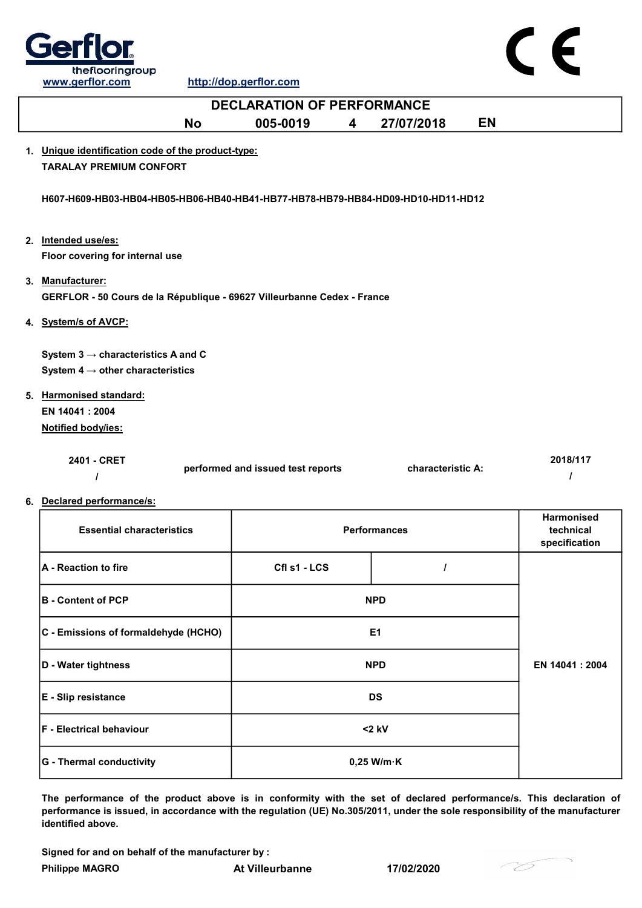Gerflor theflooringroup
www.gerflor.com http://dop.gerflor.com

CE

# DECLARATION OF PERFORMANCE

**No 005-0019 4 27/07/2018 EN**

1. **Unique identification code of the product-type:**
   **TARALAY PREMIUM CONFORT**

   **H607-H609-HB03-HB04-HB05-HB06-HB40-HB41-HB77-HB78-HB79-HB84-HD09-HD10-HD11-HD12**

2. **Intended use/es:**
   **Floor covering for internal use**

3. **Manufacturer:**
   **GERFLOR - 50 Cours de la République - 69627 Villeurbanne Cedex - France**

4. **System/s of AVCP:**

   **System 3 → characteristics A and C**
   **System 4 → other characteristics**

5. **Harmonised standard:**
   **EN 14041 : 2004**
   **Notified body/ies:**

| | | | |
|---|---|---|---|
| **2401 - CRET** / | **performed and issued test reports** | **characteristic A:** | **2018/117** / |

6. **Declared performance/s:**

| Essential characteristics | Performances | | Harmonised technical specification |
|---|---|---|---|
| **A - Reaction to fire** | **Cfl s1 - LCS** | **/** | **EN 14041 : 2004** |
| **B - Content of PCP** | **NPD** | | |
| **C - Emissions of formaldehyde (HCHO)** | **E1** | | |
| **D - Water tightness** | **NPD** | | |
| **E - Slip resistance** | **DS** | | |
| **F - Electrical behaviour** | **<2 kV** | | |
| **G - Thermal conductivity** | **0,25 W/m·K** | | |

**The performance of the product above is in conformity with the set of declared performance/s. This declaration of performance is issued, in accordance with the regulation (UE) No.305/2011, under the sole responsibility of the manufacturer identified above.**

**Signed for and on behalf of the manufacturer by :**
**Philippe MAGRO** **At Villeurbanne** **17/02/2020**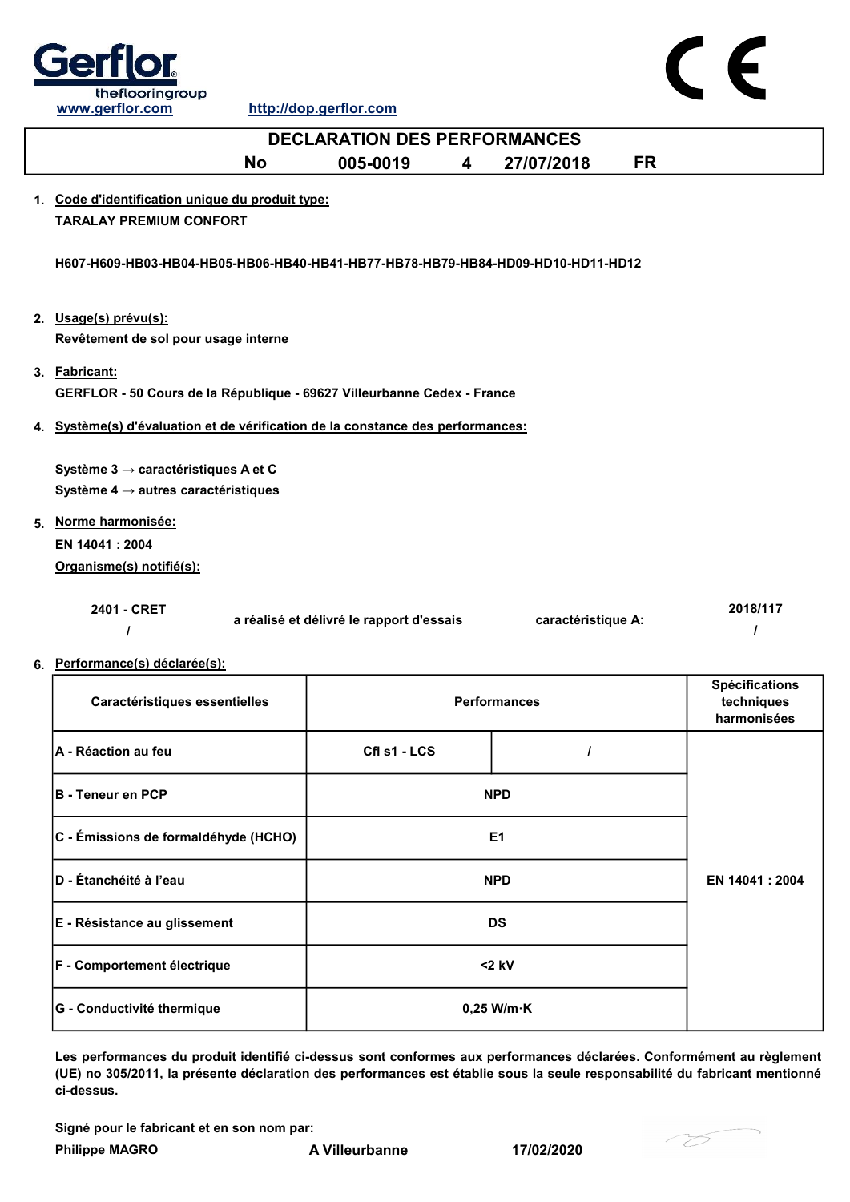www.gerflor.com http://dop.gerflor.com

# DECLARATION DES PERFORMANCES

**No 005-0019 4 27/07/2018 FR**

1. **Code d'identification unique du produit type:**

   **TARALAY PREMIUM CONFORT**

   **H607-H609-HB03-HB04-HB05-HB06-HB40-HB41-HB77-HB78-HB79-HB84-HD09-HD10-HD11-HD12**

2. **Usage(s) prévu(s):**

   **Revêtement de sol pour usage interne**

3. **Fabricant:**

   **GERFLOR - 50 Cours de la République - 69627 Villeurbanne Cedex - France**

4. **Système(s) d'évaluation et de vérification de la constance des performances:**

   **Système 3 → caractéristiques A et C**

   **Système 4 → autres caractéristiques**

5. **Norme harmonisée:**

   **EN 14041 : 2004**

   **Organisme(s) notifié(s):**

   | | | | |
   |---|---|---|---|
   | **2401 - CRET** / | **a réalisé et délivré le rapport d'essais** | **caractéristique A:** | **2018/117** / |

6. **Performance(s) déclarée(s):**

| Caractéristiques essentielles | Performances | | Spécifications techniques harmonisées |
|---|---|---|---|
| A - Réaction au feu | Cfl s1 - LCS | / | EN 14041 : 2004 |
| B - Teneur en PCP | NPD | | |
| C - Émissions de formaldéhyde (HCHO) | E1 | | |
| D - Étanchéité à l'eau | NPD | | |
| E - Résistance au glissement | DS | | |
| F - Comportement électrique | <2 kV | | |
| G - Conductivité thermique | 0,25 W/m·K | | |

**Les performances du produit identifié ci-dessus sont conformes aux performances déclarées. Conformément au règlement (UE) no 305/2011, la présente déclaration des performances est établie sous la seule responsabilité du fabricant mentionné ci-dessus.**

**Signé pour le fabricant et en son nom par:**

**Philippe MAGRO** **A Villeurbanne** **17/02/2020**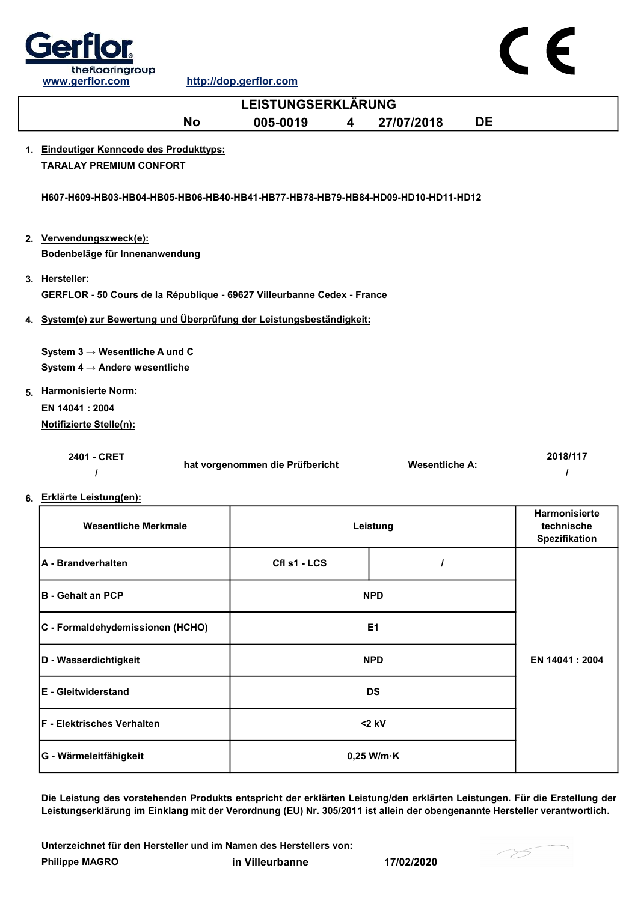Gerflor
theflooringgroup

www.gerflor.com http://dop.gerflor.com

CE

# LEISTUNGSERKLÄRUNG

**No 005-0019 4 27/07/2018 DE**

1. **Eindeutiger Kenncode des Produkttyps:**

   **TARALAY PREMIUM CONFORT**

   **H607-H609-HB03-HB04-HB05-HB06-HB40-HB41-HB77-HB78-HB79-HB84-HD09-HD10-HD11-HD12**

2. **Verwendungszweck(e):**

   **Bodenbeläge für Innenanwendung**

3. **Hersteller:**

   **GERFLOR - 50 Cours de la République - 69627 Villeurbanne Cedex - France**

4. **System(e) zur Bewertung und Überprüfung der Leistungsbeständigkeit:**

   **System 3 → Wesentliche A und C**

   **System 4 → Andere wesentliche**

5. **Harmonisierte Norm:**

   **EN 14041 : 2004**

   **Notifizierte Stelle(n):**

   | | | | |
   |---|---|---|---|
   | **2401 - CRET** | **hat vorgenommen die Prüfbericht** | **Wesentliche A:** | **2018/117** |
   | **/** | | | **/** |

6. **Erklärte Leistung(en):**

| Wesentliche Merkmale | Leistung | | Harmonisierte technische Spezifikation |
|---|---|---|---|
| A - Brandverhalten | Cfl s1 - LCS | / | EN 14041 : 2004 |
| B - Gehalt an PCP | NPD | | |
| C - Formaldehydemissionen (HCHO) | E1 | | |
| D - Wasserdichtigkeit | NPD | | |
| E - Gleitwiderstand | DS | | |
| F - Elektrisches Verhalten | <2 kV | | |
| G - Wärmeleitfähigkeit | 0,25 W/m·K | | |

**Die Leistung des vorstehenden Produkts entspricht der erklärten Leistung/den erklärten Leistungen. Für die Erstellung der Leistungserklärung im Einklang mit der Verordnung (EU) Nr. 305/2011 ist allein der obengenannte Hersteller verantwortlich.**

**Unterzeichnet für den Hersteller und im Namen des Herstellers von:**

**Philippe MAGRO** **in Villeurbanne** **17/02/2020**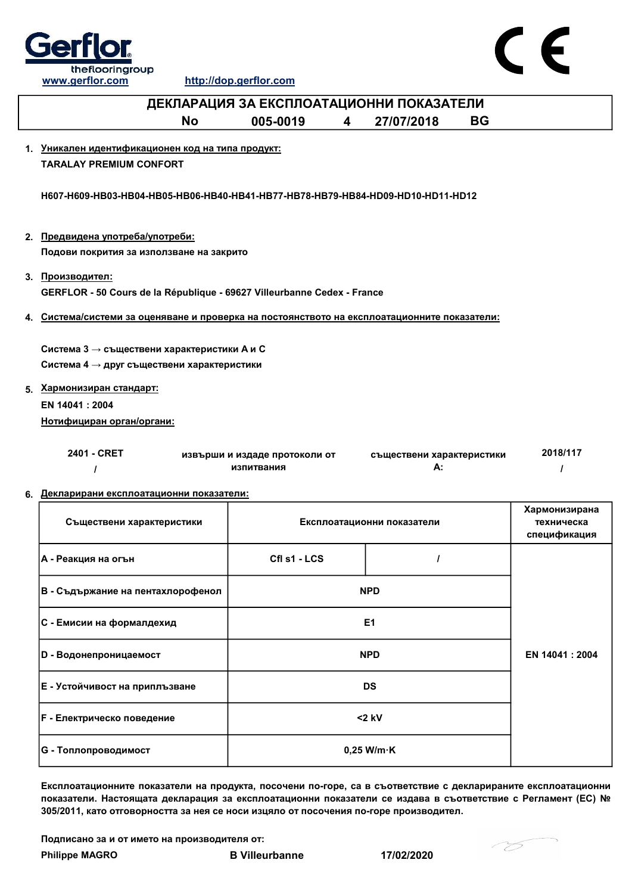Gerflor theflooringgroup

www.gerflor.com http://dop.gerflor.com

CE

# ДЕКЛАРАЦИЯ ЗА ЕКСПЛОАТАЦИОННИ ПОКАЗАТЕЛИ

**No 005-0019 4 27/07/2018 BG**

1. **Уникален идентификационен код на типа продукт:**

   **TARALAY PREMIUM CONFORT**

   **H607-H609-HB03-HB04-HB05-HB06-HB40-HB41-HB77-HB78-HB79-HB84-HD09-HD10-HD11-HD12**

2. **Предвидена употреба/употреби:**

   **Подови покрития за използване на закрито**

3. **Производител:**

   **GERFLOR - 50 Cours de la République - 69627 Villeurbanne Cedex - France**

4. **Система/системи за оценяване и проверка на постоянството на експлоатационните показатели:**

   **Система 3 → съществени характеристики A и C**

   **Система 4 → друг съществени характеристики**

5. **Хармонизиран стандарт:**

   **EN 14041 : 2004**

   **Нотифициран орган/органи:**

| 2401 - CRET | извърши и издаде протоколи от изпитвания | съществени характеристики A: | 2018/117 |
|---|---|---|---|
| / | | | / |

6. **Декларирани експлоатационни показатели:**

| Съществени характеристики | Експлоатационни показатели | | Хармонизирана техническа спецификация |
|---|---|---|---|
| A - Реакция на огън | Cfl s1 - LCS | / | EN 14041 : 2004 |
| B - Съдържание на пентахлорофенол | NPD | | |
| C - Емисии на формалдехид | E1 | | |
| D - Водонепроницаемост | NPD | | |
| E - Устойчивост на приплъзване | DS | | |
| F - Електрическо поведение | <2 kV | | |
| G - Топлопроводимост | 0,25 W/m·K | | |

**Експлоатационните показатели на продукта, посочени по-горе, са в съответствие с декларираните експлоатационни показатели. Настоящата декларация за експлоатационни показатели се издава в съответствие с Регламент (ЕС) № 305/2011, като отговорността за нея се носи изцяло от посочения по-горе производител.**

**Подписано за и от името на производителя от:**

**Philippe MAGRO** **B Villeurbanne** **17/02/2020**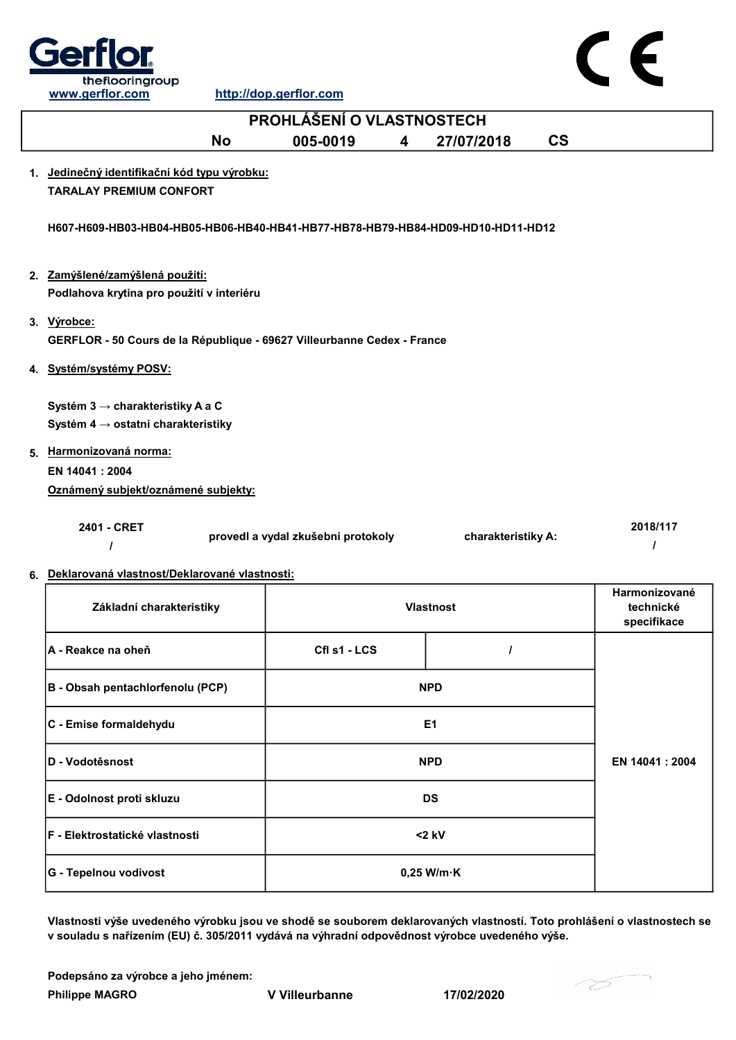Gerflor
theflooringgroup
www.gerflor.com

http://dop.gerflor.com

CE

# PROHLÁŠENÍ O VLASTNOSTECH

No 005-0019 4 27/07/2018 CS

1. **Jedinečný identifikační kód typu výrobku:**

   **TARALAY PREMIUM CONFORT**

   **H607-H609-HB03-HB04-HB05-HB06-HB40-HB41-HB77-HB78-HB79-HB84-HD09-HD10-HD11-HD12**

2. **Zamýšlené/zamýšlená použití:**

   **Podlahova krytina pro použití v interiéru**

3. **Výrobce:**

   **GERFLOR - 50 Cours de la République - 69627 Villeurbanne Cedex - France**

4. **Systém/systémy POSV:**

   **Systém 3 → charakteristiky A a C**
   **Systém 4 → ostatni charakteristiky**

5. **Harmonizovaná norma:**

   **EN 14041 : 2004**

   **Oznámený subjekt/oznámené subjekty:**

   **2401 - CRET** / **provedl a vydal zkušební protokoly** **charakteristiky A:** **2018/117** /

6. **Deklarovaná vlastnost/Deklarované vlastnosti:**

| Základní charakteristiky | Vlastnost | | Harmonizované technické specifikace |
|---|---|---|---|
| A - Reakce na oheň | Cfl s1 - LCS | / | EN 14041 : 2004 |
| B - Obsah pentachlorfenolu (PCP) | NPD | | |
| C - Emise formaldehydu | E1 | | |
| D - Vodotěsnost | NPD | | |
| E - Odolnost proti skluzu | DS | | |
| F - Elektrostatické vlastnosti | <2 kV | | |
| G - Tepelnou vodivost | 0,25 W/m·K | | |

**Vlastnosti výše uvedeného výrobku jsou ve shodě se souborem deklarovaných vlastností. Toto prohlášení o vlastnostech se v souladu s nařízením (EU) č. 305/2011 vydává na výhradní odpovědnost výrobce uvedeného výše.**

**Podepsáno za výrobce a jeho jménem:**

**Philippe MAGRO** **V Villeurbanne** **17/02/2020**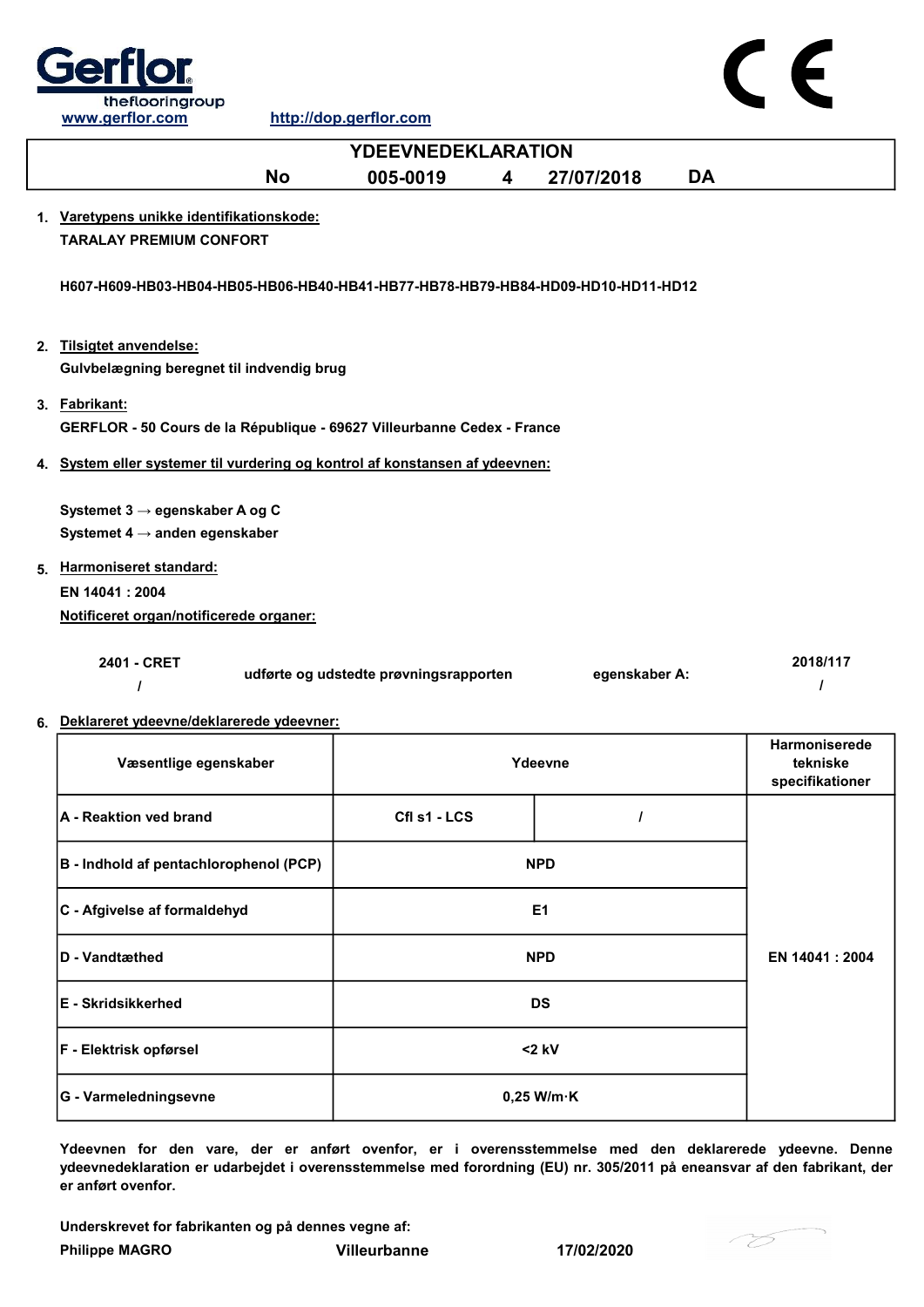Gerflor
theflooringgroup
www.gerflor.com http://dop.gerflor.com

CE

# YDEEVNEDEKLARATION

**No 005-0019 4 27/07/2018 DA**

1. **Varetypens unikke identifikationskode:**
   **TARALAY PREMIUM CONFORT**

   **H607-H609-HB03-HB04-HB05-HB06-HB40-HB41-HB77-HB78-HB79-HB84-HD09-HD10-HD11-HD12**

2. **Tilsigtet anvendelse:**
   **Gulvbelægning beregnet til indvendig brug**

3. **Fabrikant:**
   **GERFLOR - 50 Cours de la République - 69627 Villeurbanne Cedex - France**

4. **System eller systemer til vurdering og kontrol af konstansen af ydeevnen:**

   **Systemet 3 → egenskaber A og C**
   **Systemet 4 → anden egenskaber**

5. **Harmoniseret standard:**
   **EN 14041 : 2004**
   **Notificeret organ/notificerede organer:**

   | 2401 - CRET / | udførte og udstedte prøvningsrapporten | egenskaber A: | 2018/117 / |
   |---|---|---|---|

6. **Deklareret ydeevne/deklarerede ydeevner:**

| Væsentlige egenskaber | Ydeevne | | Harmoniserede tekniske specifikationer |
|---|---|---|---|
| A - Reaktion ved brand | Cfl s1 - LCS | / | EN 14041 : 2004 |
| B - Indhold af pentachlorophenol (PCP) | NPD | | |
| C - Afgivelse af formaldehyd | E1 | | |
| D - Vandtæthed | NPD | | |
| E - Skridsikkerhed | DS | | |
| F - Elektrisk opførsel | <2 kV | | |
| G - Varmeledningsevne | 0,25 W/m·K | | |

**Ydeevnen for den vare, der er anført ovenfor, er i overensstemmelse med den deklarerede ydeevne. Denne ydeevnedeklaration er udarbejdet i overensstemmelse med forordning (EU) nr. 305/2011 på eneansvar af den fabrikant, der er anført ovenfor.**

**Underskrevet for fabrikanten og på dennes vegne af:**

**Philippe MAGRO** **Villeurbanne** **17/02/2020**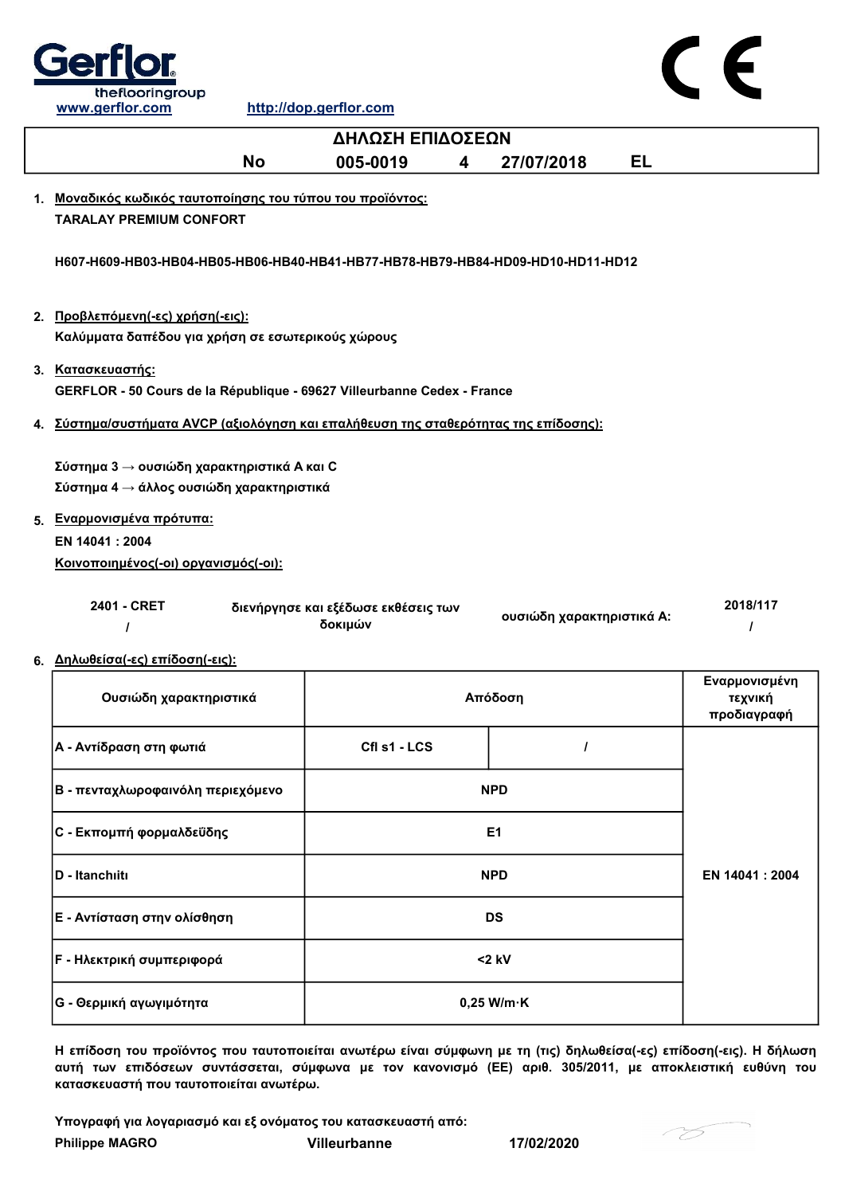Gerflor theflooringgroup

www.gerflor.com http://dop.gerflor.com

CE

# ΔΗΛΩΣΗ ΕΠΙΔΟΣΕΩΝ

**No 005-0019 4 27/07/2018 EL**

1. Μοναδικός κωδικός ταυτοποίησης του τύπου του προϊόντος:

   **TARALAY PREMIUM CONFORT**

   **H607-H609-HB03-HB04-HB05-HB06-HB40-HB41-HB77-HB78-HB79-HB84-HD09-HD10-HD11-HD12**

2. Προβλεπόμενη(-ες) χρήση(-εις):

   **Καλύμματα δαπέδου για χρήση σε εσωτερικούς χώρους**

3. Κατασκευαστής:

   **GERFLOR - 50 Cours de la République - 69627 Villeurbanne Cedex - France**

4. Σύστημα/συστήματα AVCP (αξιολόγηση και επαλήθευση της σταθερότητας της επίδοσης):

   **Σύστημα 3 → ουσιώδη χαρακτηριστικά A και C**
   **Σύστημα 4 → άλλος ουσιώδη χαρακτηριστικά**

5. Εναρμονισμένα πρότυπα:

   **EN 14041 : 2004**

   Κοινοποιημένος(-οι) οργανισμός(-οι):

| 2401 - CRET / | διενήργησε και εξέδωσε εκθέσεις των δοκιμών | ουσιώδη χαρακτηριστικά A: | 2018/117 / |
|---|---|---|---|

6. Δηλωθείσα(-ες) επίδοση(-εις):

| Ουσιώδη χαρακτηριστικά | Απόδοση | | Εναρμονισμένη τεχνική προδιαγραφή |
|---|---|---|---|
| A - Αντίδραση στη φωτιά | Cfl s1 - LCS | / | EN 14041 : 2004 |
| B - πενταχλωροφαινόλη περιεχόμενο | NPD | | |
| C - Εκπομπή φορμαλδεΰδης | E1 | | |
| D - Itanchıitı | NPD | | |
| E - Αντίσταση στην ολίσθηση | DS | | |
| F - Ηλεκτρική συμπεριφορά | <2 kV | | |
| G - Θερμική αγωγιμότητα | 0,25 W/m·K | | |

**Η επίδοση του προϊόντος που ταυτοποιείται ανωτέρω είναι σύμφωνη με τη (τις) δηλωθείσα(-ες) επίδοση(-εις). Η δήλωση αυτή των επιδόσεων συντάσσεται, σύμφωνα με τον κανονισμό (ΕΕ) αριθ. 305/2011, με αποκλειστική ευθύνη του κατασκευαστή που ταυτοποιείται ανωτέρω.**

**Υπογραφή για λογαριασμό και εξ ονόματος του κατασκευαστή από:**

**Philippe MAGRO** **Villeurbanne** **17/02/2020**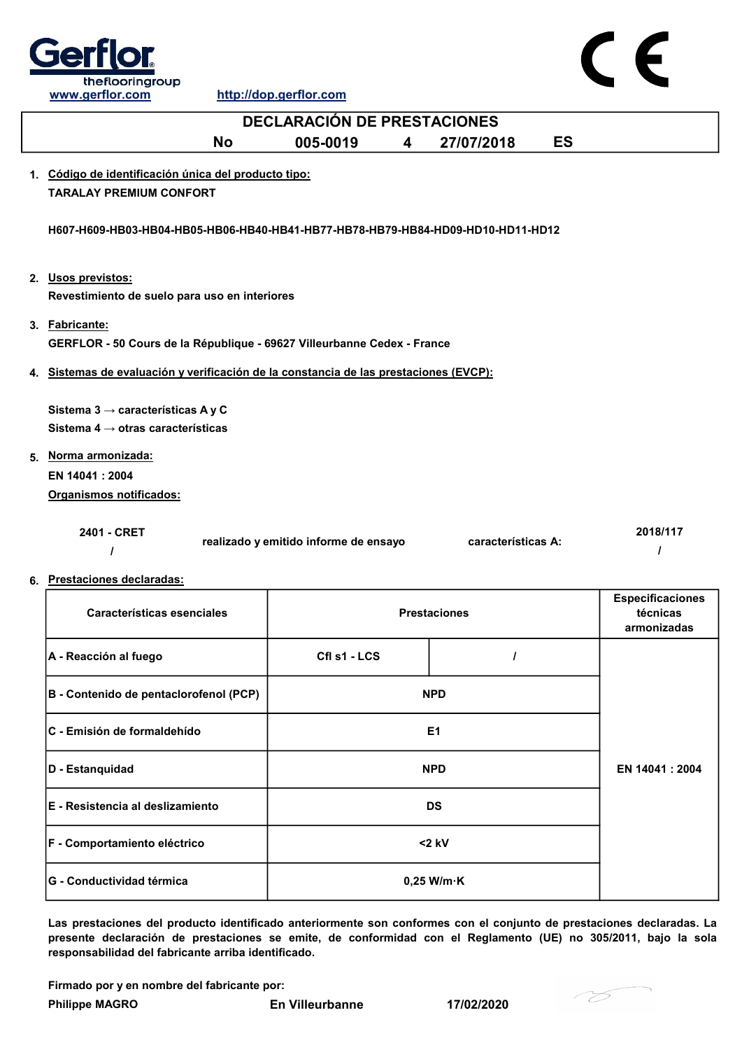Gerflor theflooringgroup

www.gerflor.com http://dop.gerflor.com

CE

# DECLARACIÓN DE PRESTACIONES

**No 005-0019 4 27/07/2018 ES**

1. **Código de identificación única del producto tipo:**

   **TARALAY PREMIUM CONFORT**

   **H607-H609-HB03-HB04-HB05-HB06-HB40-HB41-HB77-HB78-HB79-HB84-HD09-HD10-HD11-HD12**

2. **Usos previstos:**

   **Revestimiento de suelo para uso en interiores**

3. **Fabricante:**

   **GERFLOR - 50 Cours de la République - 69627 Villeurbanne Cedex - France**

4. **Sistemas de evaluación y verificación de la constancia de las prestaciones (EVCP):**

   **Sistema 3 → características A y C**
   
   **Sistema 4 → otras características**

5. **Norma armonizada:**

   **EN 14041 : 2004**

   **Organismos notificados:**

   | | | | |
   |---|---|---|---|
   | 2401 - CRET | realizado y emitido informe de ensayo | características A: | 2018/117 |
   | / | | | / |

6. **Prestaciones declaradas:**

| Características esenciales | Prestaciones | | Especificaciones técnicas armonizadas |
|---|---|---|---|
| A - Reacción al fuego | Cfl s1 - LCS | / | EN 14041 : 2004 |
| B - Contenido de pentaclorofenol (PCP) | NPD | | |
| C - Emisión de formaldehído | E1 | | |
| D - Estanquidad | NPD | | |
| E - Resistencia al deslizamiento | DS | | |
| F - Comportamiento eléctrico | <2 kV | | |
| G - Conductividad térmica | 0,25 W/m·K | | |

**Las prestaciones del producto identificado anteriormente son conformes con el conjunto de prestaciones declaradas. La presente declaración de prestaciones se emite, de conformidad con el Reglamento (UE) no 305/2011, bajo la sola responsabilidad del fabricante arriba identificado.**

**Firmado por y en nombre del fabricante por:**

**Philippe MAGRO** **En Villeurbanne** **17/02/2020**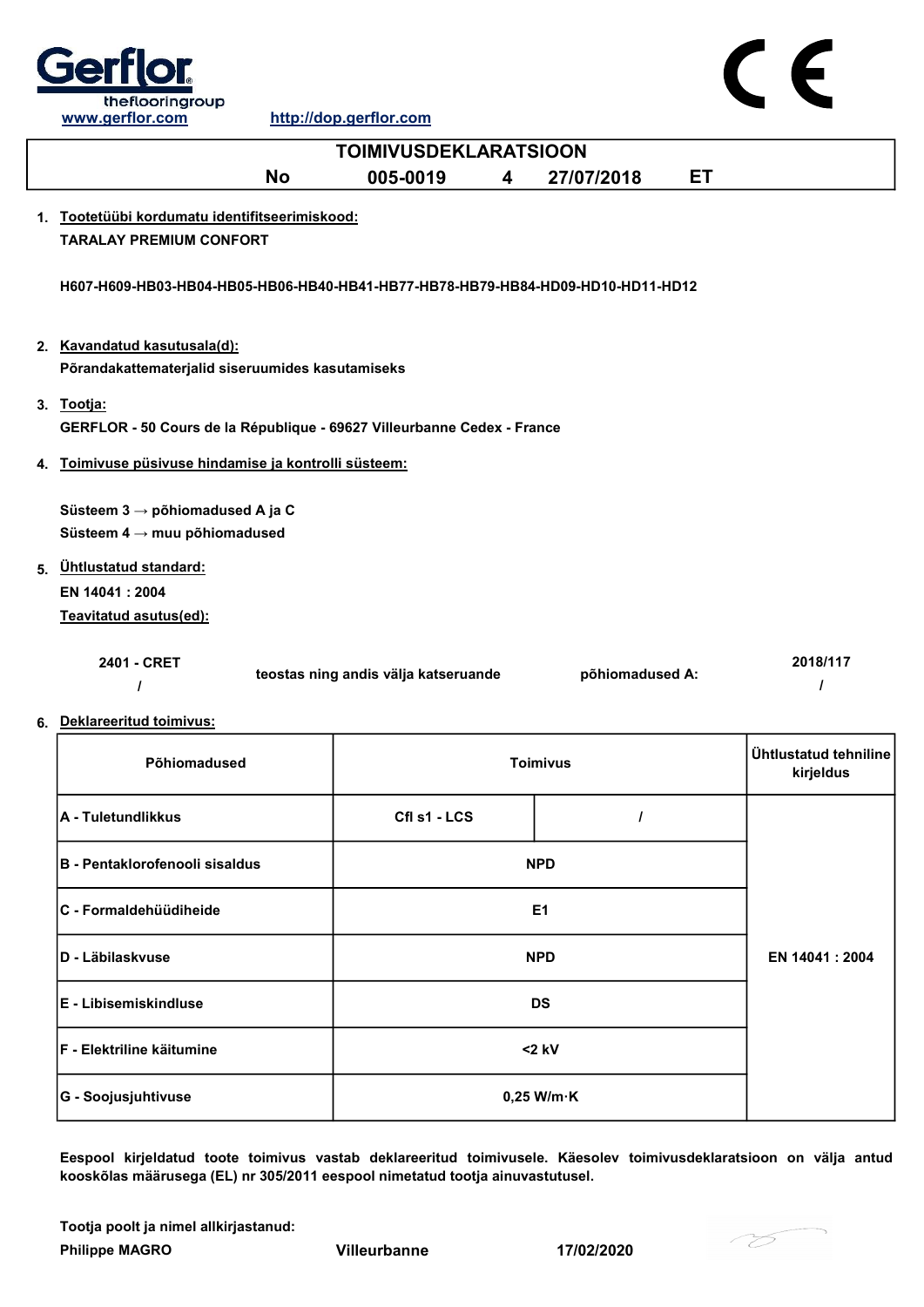Gerflor
theflooringgroup
www.gerflor.com http://dop.gerflor.com

# TOIMIVUSDEKLARATSIOON

| No | 005-0019 | 4 | 27/07/2018 | ET |
|---|---|---|---|---|

1. Tootetüübi kordumatu identifitseerimiskood:
   **TARALAY PREMIUM CONFORT**

   **H607-H609-HB03-HB04-HB05-HB06-HB40-HB41-HB77-HB78-HB79-HB84-HD09-HD10-HD11-HD12**

2. Kavandatud kasutusala(d):
   **Põrandakattematerjalid siseruumides kasutamiseks**

3. Tootja:
   **GERFLOR - 50 Cours de la République - 69627 Villeurbanne Cedex - France**

4. Toimivuse püsivuse hindamise ja kontrolli süsteem:

   **Süsteem 3 → põhiomadused A ja C**
   **Süsteem 4 → muu põhiomadused**

5. Ühtlustatud standard:
   **EN 14041 : 2004**
   Teavitatud asutus(ed):

| 2401 - CRET / | teostas ning andis välja katseruande | põhiomadused A: | 2018/117 / |
|---|---|---|---|

6. Deklareeritud toimivus:

| Põhiomadused | Toimivus | | Ühtlustatud tehniline kirjeldus |
|---|---|---|---|
| A - Tuletundlikkus | Cfl s1 - LCS | / | EN 14041 : 2004 |
| B - Pentaklorofenooli sisaldus | NPD | | |
| C - Formaldehüüdiheide | E1 | | |
| D - Läbilaskvuse | NPD | | |
| E - Libisemiskindluse | DS | | |
| F - Elektriline käitumine | <2 kV | | |
| G - Soojusjuhtivuse | 0,25 W/m·K | | |

**Eespool kirjeldatud toote toimivus vastab deklareeritud toimivusele. Käesolev toimivusdeklaratsioon on välja antud kooskõlas määrusega (EL) nr 305/2011 eespool nimetatud tootja ainuvastutusel.**

**Tootja poolt ja nimel allkirjastanud:**

| Philippe MAGRO | Villeurbanne | 17/02/2020 |
|---|---|---|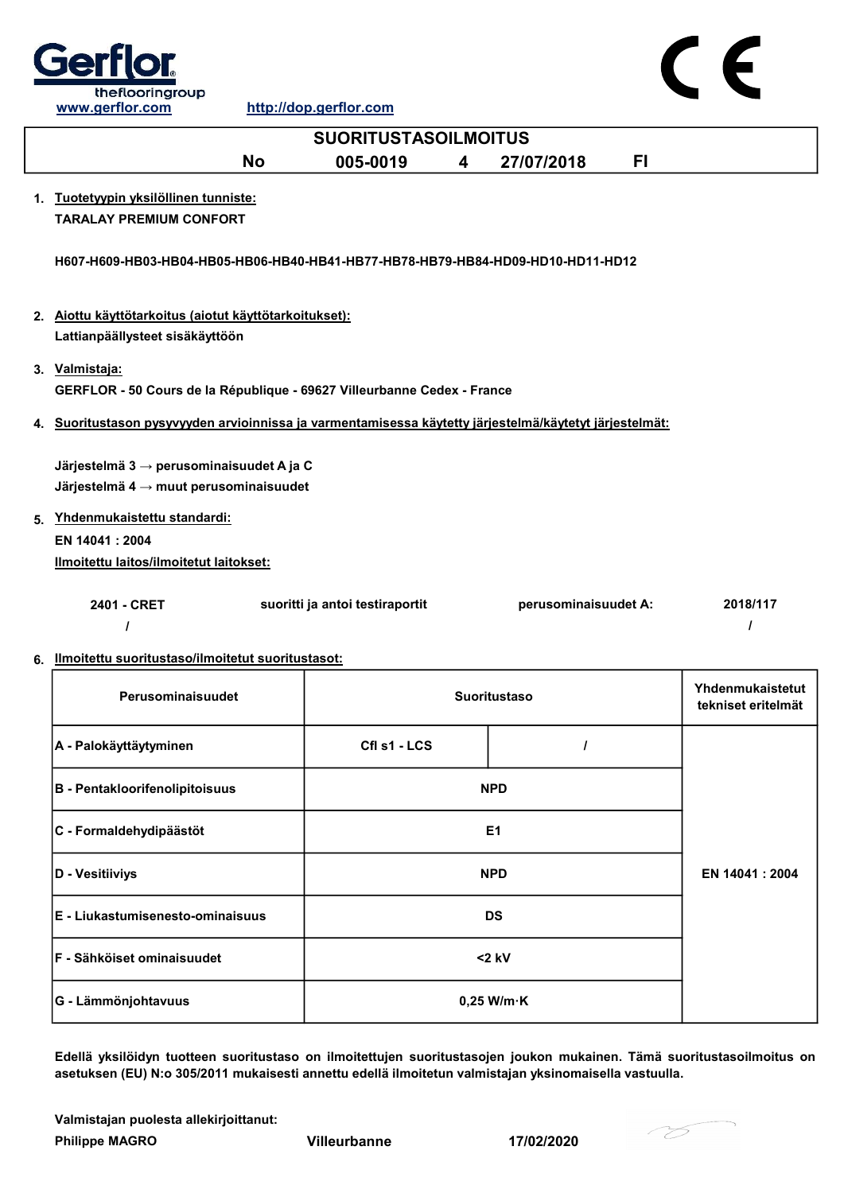Gerflor theflooringgroup

www.gerflor.com http://dop.gerflor.com

CE

# SUORITUSTASOILMOITUS

| No | 005-0019 | 4 | 27/07/2018 | FI |
|---|---|---|---|---|

1. **Tuotetyypin yksilöllinen tunniste:**

   **TARALAY PREMIUM CONFORT**

   **H607-H609-HB03-HB04-HB05-HB06-HB40-HB41-HB77-HB78-HB79-HB84-HD09-HD10-HD11-HD12**

2. **Aiottu käyttötarkoitus (aiotut käyttötarkoitukset):**

   **Lattianpäällysteet sisäkäyttöön**

3. **Valmistaja:**

   **GERFLOR - 50 Cours de la République - 69627 Villeurbanne Cedex - France**

4. **Suoritustason pysyvyyden arvioinnissa ja varmentamisessa käytetty järjestelmä/käytetyt järjestelmät:**

   **Järjestelmä 3 → perusominaisuudet A ja C**
   **Järjestelmä 4 → muut perusominaisuudet**

5. **Yhdenmukaistettu standardi:**

   **EN 14041 : 2004**

   **Ilmoitettu laitos/ilmoitetut laitokset:**

| 2401 - CRET | suoritti ja antoi testiraportit | perusominaisuudet A: | 2018/117 |
|---|---|---|---|
| / | | | / |

6. **Ilmoitettu suoritustaso/ilmoitetut suoritustasot:**

| Perusominaisuudet | Suoritustaso | | Yhdenmukaistetut tekniset eritelmät |
|---|---|---|---|
| A - Palokäyttäytyminen | Cfl s1 - LCS | / | EN 14041 : 2004 |
| B - Pentakloorifenolipitoisuus | NPD | | |
| C - Formaldehydipäästöt | E1 | | |
| D - Vesitiiviys | NPD | | |
| E - Liukastumisenesto-ominaisuus | DS | | |
| F - Sähköiset ominaisuudet | <2 kV | | |
| G - Lämmönjohtavuus | 0,25 W/m·K | | |

**Edellä yksilöidyn tuotteen suoritustaso on ilmoitettujen suoritustasojen joukon mukainen. Tämä suoritustasoilmoitus on asetuksen (EU) N:o 305/2011 mukaisesti annettu edellä ilmoitetun valmistajan yksinomaisella vastuulla.**

**Valmistajan puolesta allekirjoittanut:**

**Philippe MAGRO** **Villeurbanne** **17/02/2020**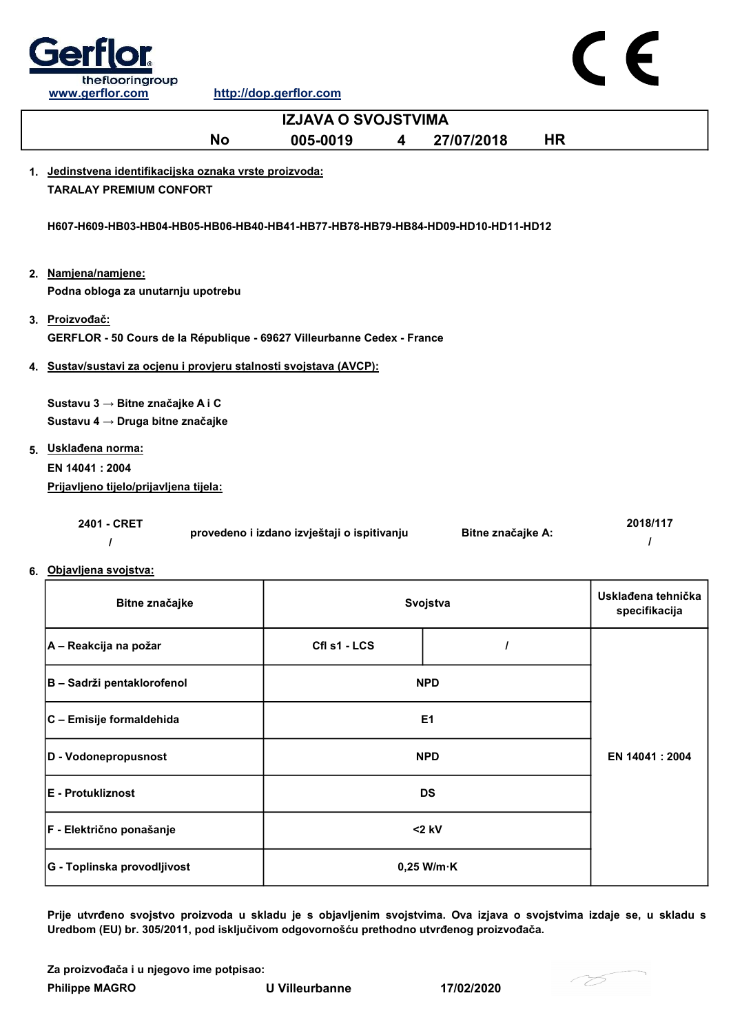Gerflor
theflooringgroup
www.gerflor.com http://dop.gerflor.com

# IZJAVA O SVOJSTVIMA

**No 005-0019 4 27/07/2018 HR**

1. **Jedinstvena identifikacijska oznaka vrste proizvoda:**
**TARALAY PREMIUM CONFORT**

**H607-H609-HB03-HB04-HB05-HB06-HB40-HB41-HB77-HB78-HB79-HB84-HD09-HD10-HD11-HD12**

2. **Namjena/namjene:**
**Podna obloga za unutarnju upotrebu**

3. **Proizvođač:**
**GERFLOR - 50 Cours de la République - 69627 Villeurbanne Cedex - France**

4. **Sustav/sustavi za ocjenu i provjeru stalnosti svojstava (AVCP):**

**Sustavu 3 → Bitne značajke A i C**
**Sustavu 4 → Druga bitne značajke**

5. **Usklađena norma:**
**EN 14041 : 2004**
**Prijavljeno tijelo/prijavljena tijela:**

| 2401 - CRET / | provedeno i izdano izvještaji o ispitivanju | Bitne značajke A: | 2018/117 / |
|---|---|---|---|

6. **Objavljena svojstva:**

| Bitne značajke | Svojstva | | Usklađena tehnička specifikacija |
|---|---|---|---|
| A – Reakcija na požar | Cfl s1 - LCS | / | EN 14041 : 2004 |
| B – Sadrži pentaklorofenol | NPD | | |
| C – Emisije formaldehida | E1 | | |
| D - Vodonepropusnost | NPD | | |
| E - Protukliznost | DS | | |
| F - Električno ponašanje | <2 kV | | |
| G - Toplinska provodljivost | 0,25 W/m·K | | |

**Prije utvrđeno svojstvo proizvoda u skladu je s objavljenim svojstvima. Ova izjava o svojstvima izdaje se, u skladu s Uredbom (EU) br. 305/2011, pod isključivom odgovornošću prethodno utvrđenog proizvođača.**

**Za proizvođača i u njegovo ime potpisao:**
**Philippe MAGRO** **U Villeurbanne** **17/02/2020**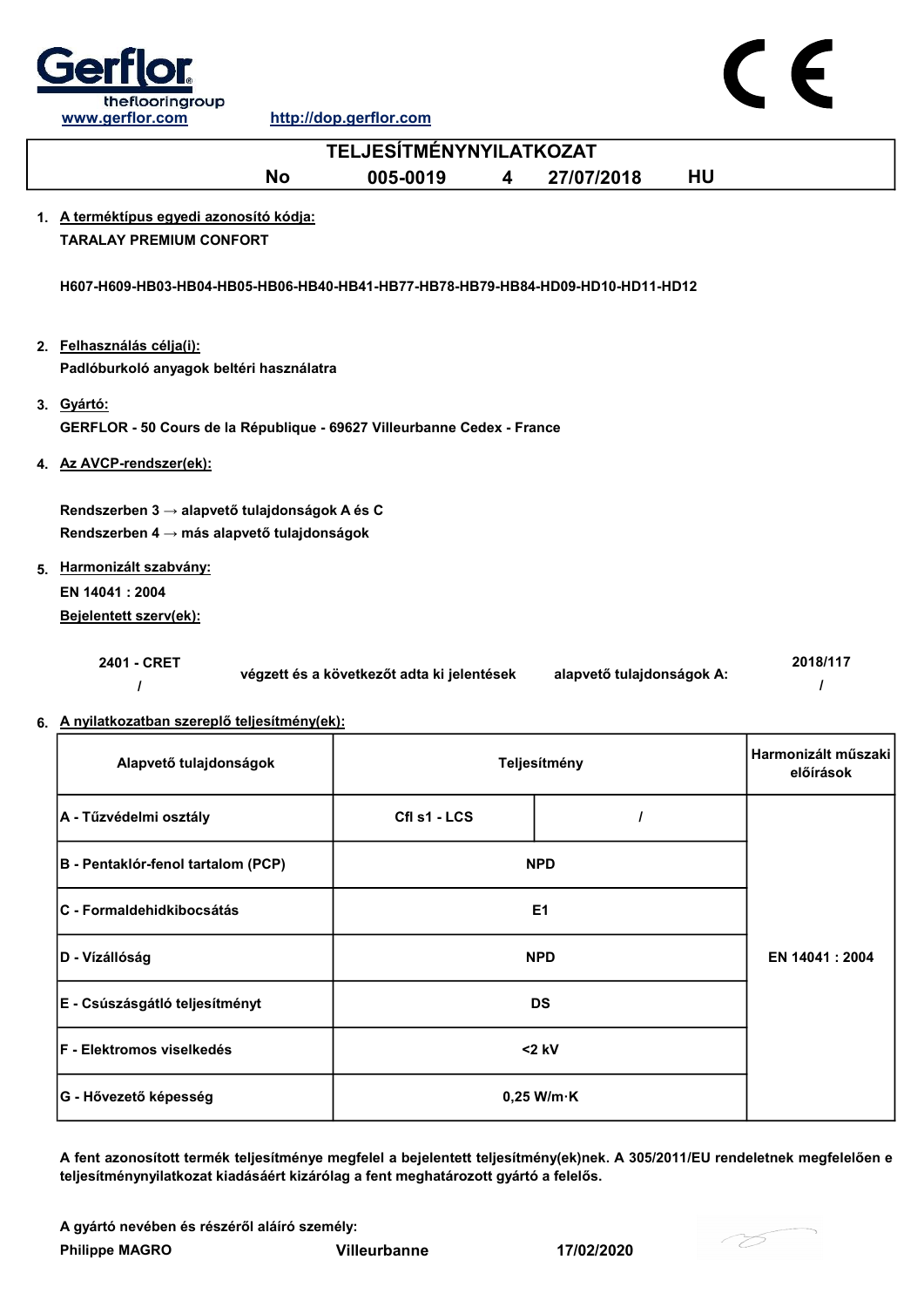Gerflor
theflooringgroup
www.gerflor.com http://dop.gerflor.com

CE

# TELJESÍTMÉNYNYILATKOZAT

**No 005-0019 4 27/07/2018 HU**

1. **A terméktípus egyedi azonosító kódja:**

   **TARALAY PREMIUM CONFORT**

   **H607-H609-HB03-HB04-HB05-HB06-HB40-HB41-HB77-HB78-HB79-HB84-HD09-HD10-HD11-HD12**

2. **Felhasználás célja(i):**

   **Padlóburkoló anyagok beltéri használatra**

3. **Gyártó:**

   **GERFLOR - 50 Cours de la République - 69627 Villeurbanne Cedex - France**

4. **Az AVCP-rendszer(ek):**

   **Rendszerben 3 → alapvető tulajdonságok A és C**

   **Rendszerben 4 → más alapvető tulajdonságok**

5. **Harmonizált szabvány:**

   **EN 14041 : 2004**

   **Bejelentett szerv(ek):**

   | | | | |
   |---|---|---|---|
   | 2401 - CRET / | végzett és a következőt adta ki jelentések | alapvető tulajdonságok A: | 2018/117 / |

6. **A nyilatkozatban szereplő teljesítmény(ek):**

| Alapvető tulajdonságok | Teljesítmény | | Harmonizált műszaki előírások |
|---|---|---|---|
| A - Tűzvédelmi osztály | Cfl s1 - LCS | / | EN 14041 : 2004 |
| B - Pentaklór-fenol tartalom (PCP) | NPD | | |
| C - Formaldehidkibocsátás | E1 | | |
| D - Vízállóság | NPD | | |
| E - Csúszásgátló teljesítményt | DS | | |
| F - Elektromos viselkedés | <2 kV | | |
| G - Hővezető képesség | 0,25 W/m·K | | |

**A fent azonosított termék teljesítménye megfelel a bejelentett teljesítmény(ek)nek. A 305/2011/EU rendeletnek megfelelően e teljesítménynyilatkozat kiadásáért kizárólag a fent meghatározott gyártó a felelős.**

**A gyártó nevében és részéről aláíró személy:**

**Philippe MAGRO** **Villeurbanne** **17/02/2020**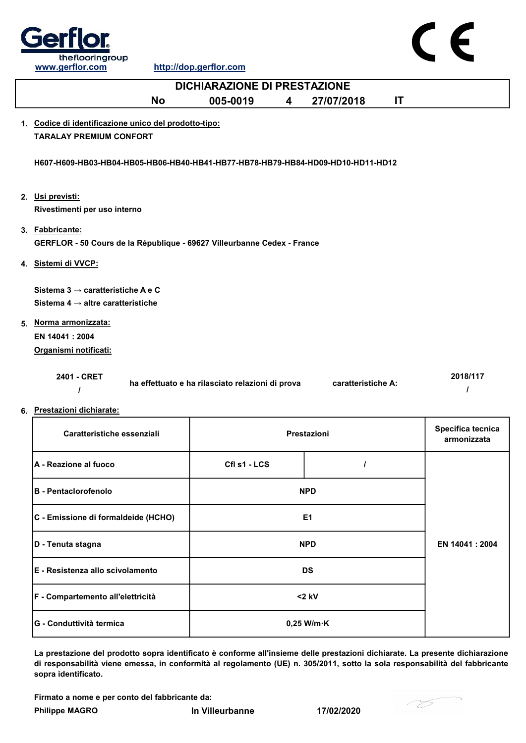Gerflor theflooringgroup

www.gerflor.com http://dop.gerflor.com

CE

# DICHIARAZIONE DI PRESTAZIONE

**No 005-0019 4 27/07/2018 IT**

1. **Codice di identificazione unico del prodotto-tipo:**

   **TARALAY PREMIUM CONFORT**

   **H607-H609-HB03-HB04-HB05-HB06-HB40-HB41-HB77-HB78-HB79-HB84-HD09-HD10-HD11-HD12**

2. **Usi previsti:**

   **Rivestimenti per uso interno**

3. **Fabbricante:**

   **GERFLOR - 50 Cours de la République - 69627 Villeurbanne Cedex - France**

4. **Sistemi di VVCP:**

   **Sistema 3 → caratteristiche A e C**

   **Sistema 4 → altre caratteristiche**

5. **Norma armonizzata:**

   **EN 14041 : 2004**

   **Organismi notificati:**

   **2401 - CRET / ha effettuato e ha rilasciato relazioni di prova caratteristiche A: 2018/117 /**

6. **Prestazioni dichiarate:**

| Caratteristiche essenziali | Prestazioni | | Specifica tecnica armonizzata |
|---|---|---|---|
| A - Reazione al fuoco | Cfl s1 - LCS | / | EN 14041 : 2004 |
| B - Pentaclorofenolo | NPD | | |
| C - Emissione di formaldeide (HCHO) | E1 | | |
| D - Tenuta stagna | NPD | | |
| E - Resistenza allo scivolamento | DS | | |
| F - Compartemento all'elettricità | <2 kV | | |
| G - Conduttività termica | 0,25 W/m·K | | |

**La prestazione del prodotto sopra identificato è conforme all'insieme delle prestazioni dichiarate. La presente dichiarazione di responsabilità viene emessa, in conformità al regolamento (UE) n. 305/2011, sotto la sola responsabilità del fabbricante sopra identificato.**

**Firmato a nome e per conto del fabbricante da:**

**Philippe MAGRO** **In Villeurbanne** **17/02/2020**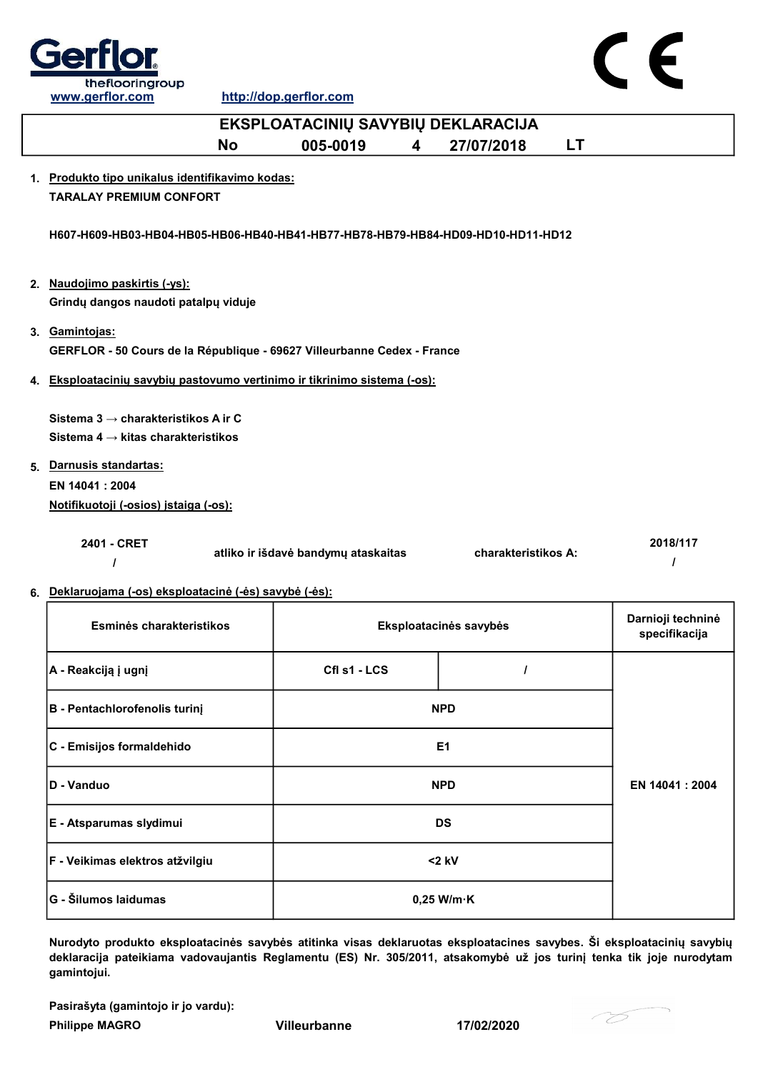Gerflor
theflooringgroup
www.gerflor.com http://dop.gerflor.com

# EKSPLOATACINIŲ SAVYBIŲ DEKLARACIJA

**No 005-0019 4 27/07/2018 LT**

1. **Produkto tipo unikalus identifikavimo kodas:**
   **TARALAY PREMIUM CONFORT**

   **H607-H609-HB03-HB04-HB05-HB06-HB40-HB41-HB77-HB78-HB79-HB84-HD09-HD10-HD11-HD12**

2. **Naudojimo paskirtis (-ys):**
   **Grindų dangos naudoti patalpų viduje**

3. **Gamintojas:**
   **GERFLOR - 50 Cours de la République - 69627 Villeurbanne Cedex - France**

4. **Eksploatacinių savybių pastovumo vertinimo ir tikrinimo sistema (-os):**

   **Sistema 3 → charakteristikos A ir C**
   **Sistema 4 → kitas charakteristikos**

5. **Darnusis standartas:**
   **EN 14041 : 2004**
   **Notifikuotoji (-osios) įstaiga (-os):**

| | | | |
|---|---|---|---|
| 2401 - CRET / / | atliko ir išdavė bandymų ataskaitas | charakteristikos A: | 2018/117 / / |

6. **Deklaruojama (-os) eksploatacinė (-ės) savybė (-ės):**

| Esminės charakteristikos | Eksploatacinės savybės | | Darnioji techninė specifikacija |
|---|---|---|---|
| A - Reakciją į ugnį | Cfl s1 - LCS | / | EN 14041 : 2004 |
| B - Pentachlorofenolis turinį | NPD | | |
| C - Emisijos formaldehido | E1 | | |
| D - Vanduo | NPD | | |
| E - Atsparumas slydimui | DS | | |
| F - Veikimas elektros atžvilgiu | <2 kV | | |
| G - Šilumos laidumas | 0,25 W/m·K | | |

**Nurodyto produkto eksploatacinės savybės atitinka visas deklaruotas eksploatacines savybes. Ši eksploatacinių savybių deklaracija pateikiama vadovaujantis Reglamentu (ES) Nr. 305/2011, atsakomybė už jos turinį tenka tik joje nurodytam gamintojui.**

**Pasirašyta (gamintojo ir jo vardu):**
**Philippe MAGRO** **Villeurbanne** **17/02/2020**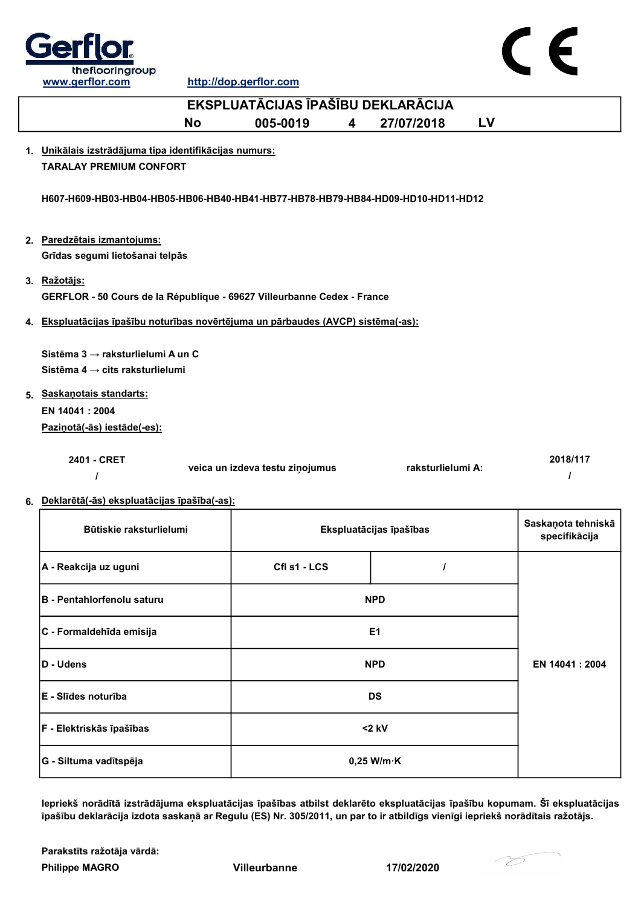www.gerflor.com http://dop.gerflor.com

# EKSPLUATĀCIJAS ĪPAŠĪBU DEKLARĀCIJA

**No 005-0019 4 27/07/2018 LV**

1. **Unikālais izstrādājuma tipa identifikācijas numurs:**
   **TARALAY PREMIUM CONFORT**

   **H607-H609-HB03-HB04-HB05-HB06-HB40-HB41-HB77-HB78-HB79-HB84-HD09-HD10-HD11-HD12**

2. **Paredzētais izmantojums:**
   **Grīdas segumi lietošanai telpās**

3. **Ražotājs:**
   **GERFLOR - 50 Cours de la République - 69627 Villeurbanne Cedex - France**

4. **Ekspluatācijas īpašību noturības novērtējuma un pārbaudes (AVCP) sistēma(-as):**

   **Sistēma 3 → raksturlielumi A un C**
   **Sistēma 4 → cits raksturlielumi**

5. **Saskaņotais standarts:**
   **EN 14041 : 2004**
   **Paziņotā(-ās) iestāde(-es):**

| 2401 - CRET / | veica un izdeva testu ziņojumus | raksturlielumi A: | 2018/117 / |
|---|---|---|---|

6. **Deklarētā(-ās) ekspluatācijas īpašība(-as):**

| Būtiskie raksturlielumi | Ekspluatācijas īpašības | | Saskaņota tehniskā specifikācija |
|---|---|---|---|
| A - Reakcija uz uguni | Cfl s1 - LCS | / | EN 14041 : 2004 |
| B - Pentahlorfenolu saturu | NPD | | |
| C - Formaldehīda emisija | E1 | | |
| D - Udens | NPD | | |
| E - Slīdes noturība | DS | | |
| F - Elektriskās īpašības | <2 kV | | |
| G - Siltuma vadītspēja | 0,25 W/m·K | | |

**Iepriekš norādītā izstrādājuma ekspluatācijas īpašības atbilst deklarēto ekspluatācijas īpašību kopumam. Šī ekspluatācijas īpašību deklarācija izdota saskaņā ar Regulu (ES) Nr. 305/2011, un par to ir atbildīgs vienīgi iepriekš norādītais ražotājs.**

**Parakstīts ražotāja vārdā:**
**Philippe MAGRO** **Villeurbanne** **17/02/2020**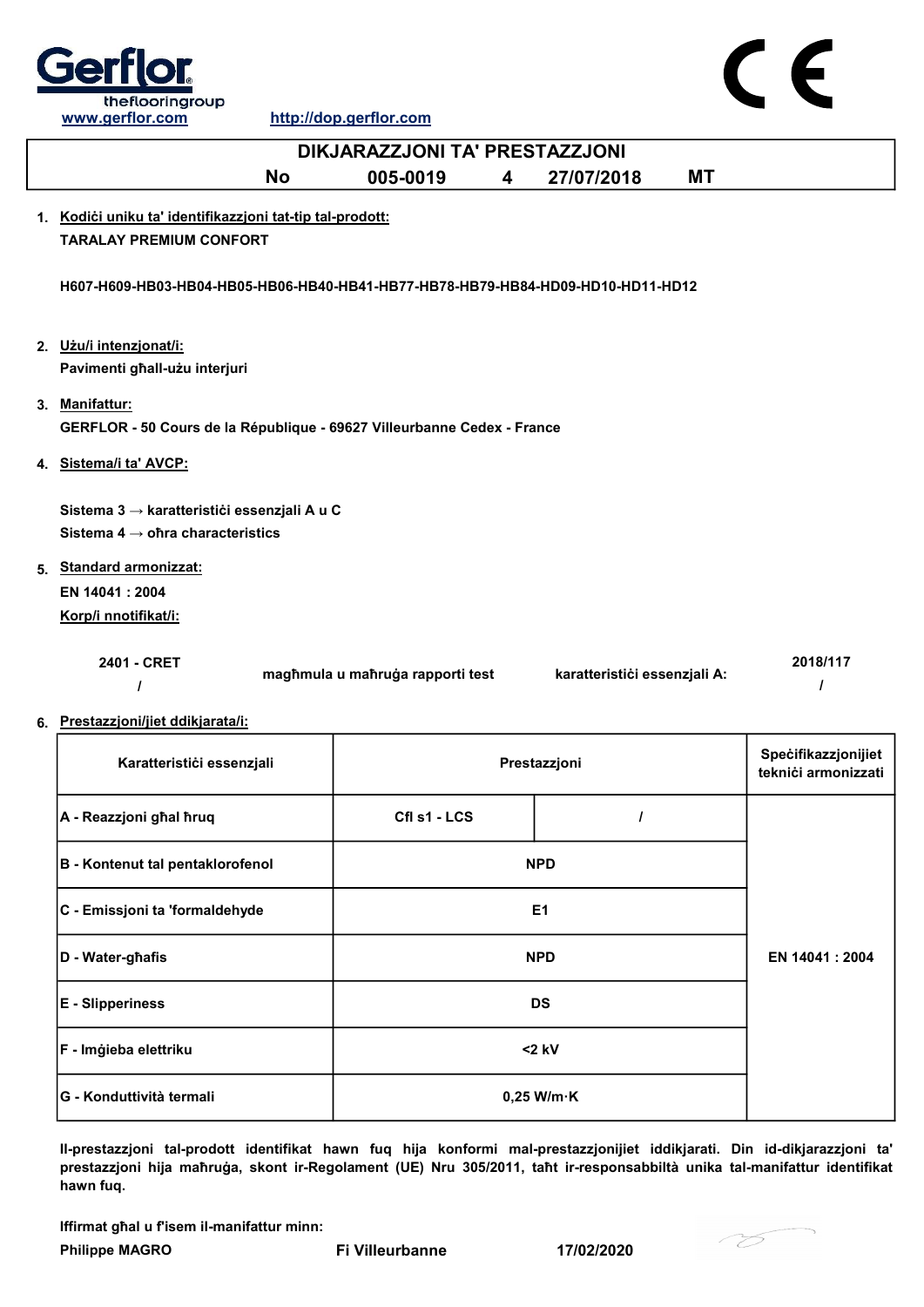Gerflor
theflooringgroup
www.gerflor.com

http://dop.gerflor.com

# DIKJARAZZJONI TA' PRESTAZZJONI

**No 005-0019 4 27/07/2018 MT**

1. **Kodiċi uniku ta' identifikazzjoni tat-tip tal-prodott:**
   **TARALAY PREMIUM CONFORT**

   **H607-H609-HB03-HB04-HB05-HB06-HB40-HB41-HB77-HB78-HB79-HB84-HD09-HD10-HD11-HD12**

2. **Użu/i intenzjonat/i:**
   **Pavimenti għall-użu interjuri**

3. **Manifattur:**
   **GERFLOR - 50 Cours de la République - 69627 Villeurbanne Cedex - France**

4. **Sistema/i ta' AVCP:**

   **Sistema 3 → karatteristiċi essenzjali A u C**
   **Sistema 4 → oħra characteristics**

5. **Standard armonizzat:**
   **EN 14041 : 2004**
   **Korp/i nnotifikat/i:**

| 2401 - CRET | magħmula u maħruġa rapporti test | karatteristiċi essenzjali A: | 2018/117 |
|---|---|---|---|
| / | | | / |

6. **Prestazzjoni/jiet ddikjarata/i:**

| Karatteristiċi essenzjali | Prestazzjoni | | Speċifikazzjonijiet tekniċi armonizzati |
|---|---|---|---|
| A - Reazzjoni għal ħruq | Cfl s1 - LCS | / | EN 14041 : 2004 |
| B - Kontenut tal pentaklorofenol | NPD | | |
| C - Emissjoni ta 'formaldehyde | E1 | | |
| D - Water-għafis | NPD | | |
| E - Slipperiness | DS | | |
| F - Imġieba elettriku | <2 kV | | |
| G - Konduttività termali | 0,25 W/m·K | | |

**Il-prestazzjoni tal-prodott identifikat hawn fuq hija konformi mal-prestazzjonijiet iddikjarati. Din id-dikjarazzjoni ta' prestazzjoni hija maħruġa, skont ir-Regolament (UE) Nru 305/2011, taħt ir-responsabbiltà unika tal-manifattur identifikat hawn fuq.**

**Iffirmat għal u f'isem il-manifattur minn:**
**Philippe MAGRO** **Fi Villeurbanne** **17/02/2020**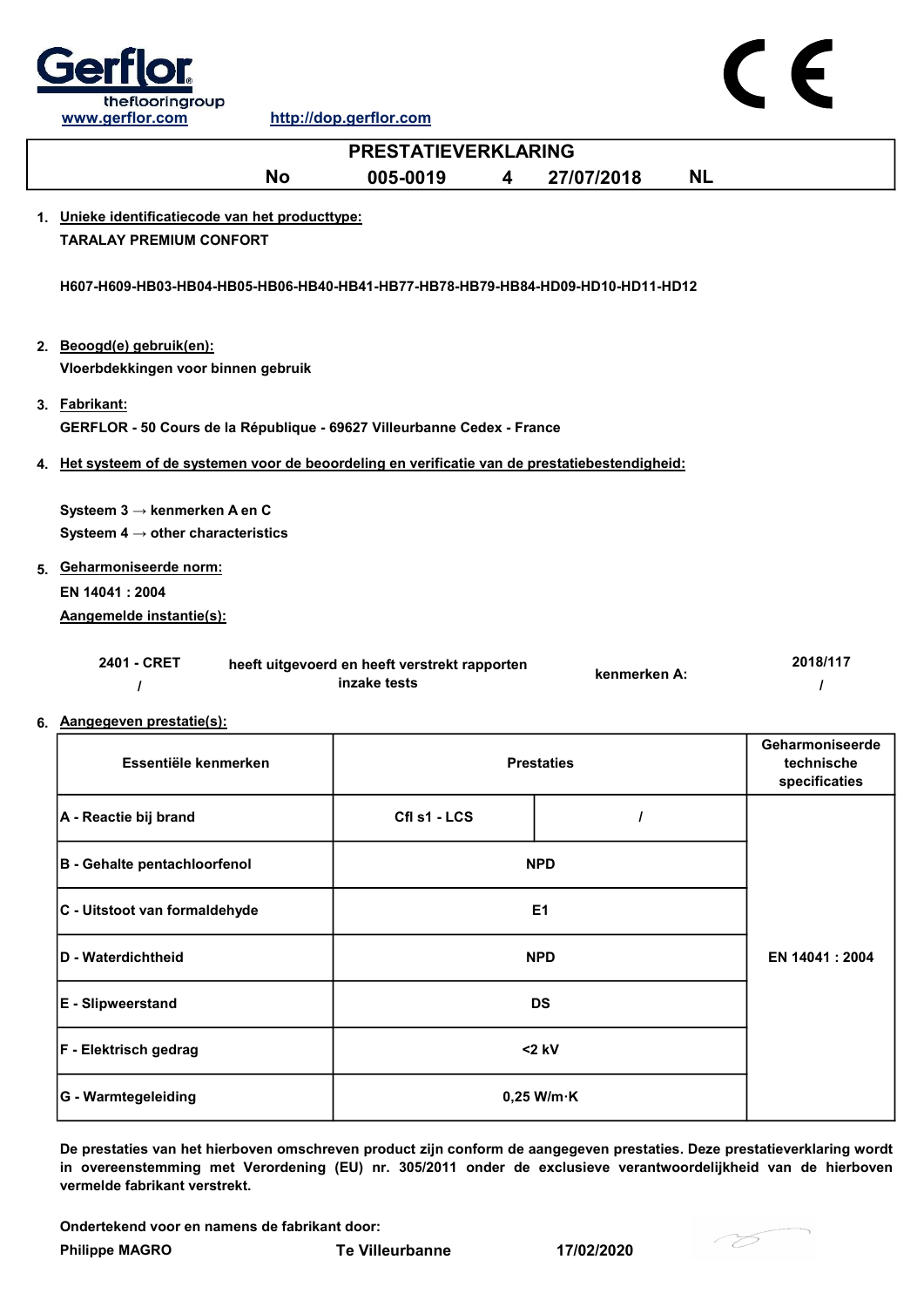Gerflor theflooringgroup
www.gerflor.com http://dop.gerflor.com

# PRESTATIEVERKLARING

**No 005-0019 4 27/07/2018 NL**

1. **Unieke identificatiecode van het producttype:**

   **TARALAY PREMIUM CONFORT**

   **H607-H609-HB03-HB04-HB05-HB06-HB40-HB41-HB77-HB78-HB79-HB84-HD09-HD10-HD11-HD12**

2. **Beoogd(e) gebruik(en):**

   **Vloerbdekkingen voor binnen gebruik**

3. **Fabrikant:**

   **GERFLOR - 50 Cours de la République - 69627 Villeurbanne Cedex - France**

4. **Het systeem of de systemen voor de beoordeling en verificatie van de prestatiebestendigheid:**

   **Systeem 3 → kenmerken A en C**
   **Systeem 4 → other characteristics**

5. **Geharmoniseerde norm:**

   **EN 14041 : 2004**

   **Aangemelde instantie(s):**

| | | | |
|---|---|---|---|
| 2401 - CRET / | heeft uitgevoerd en heeft verstrekt rapporten inzake tests | kenmerken A: | 2018/117 / |

6. **Aangegeven prestatie(s):**

| Essentiële kenmerken | Prestaties | | Geharmoniseerde technische specificaties |
|---|---|---|---|
| A - Reactie bij brand | Cfl s1 - LCS | / | EN 14041 : 2004 |
| B - Gehalte pentachloorfenol | NPD | | |
| C - Uitstoot van formaldehyde | E1 | | |
| D - Waterdichtheid | NPD | | |
| E - Slipweerstand | DS | | |
| F - Elektrisch gedrag | <2 kV | | |
| G - Warmtegeleiding | 0,25 W/m·K | | |

**De prestaties van het hierboven omschreven product zijn conform de aangegeven prestaties. Deze prestatieverklaring wordt in overeenstemming met Verordening (EU) nr. 305/2011 onder de exclusieve verantwoordelijkheid van de hierboven vermelde fabrikant verstrekt.**

**Ondertekend voor en namens de fabrikant door:**

**Philippe MAGRO** **Te Villeurbanne** **17/02/2020**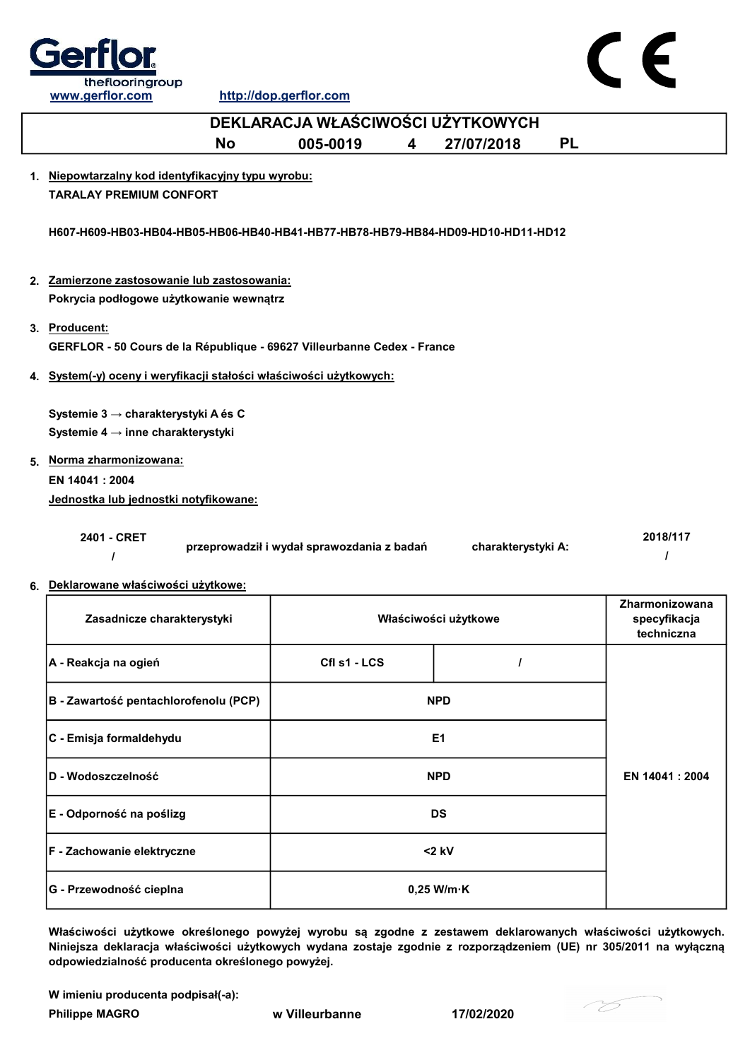Gerflor
theflooringgroup
www.gerflor.com http://dop.gerflor.com

CE

# DEKLARACJA WŁAŚCIWOŚCI UŻYTKOWYCH

**No 005-0019 4 27/07/2018 PL**

1. **Niepowtarzalny kod identyfikacyjny typu wyrobu:**
   **TARALAY PREMIUM CONFORT**

   **H607-H609-HB03-HB04-HB05-HB06-HB40-HB41-HB77-HB78-HB79-HB84-HD09-HD10-HD11-HD12**

2. **Zamierzone zastosowanie lub zastosowania:**
   **Pokrycia podłogowe użytkowanie wewnątrz**

3. **Producent:**
   **GERFLOR - 50 Cours de la République - 69627 Villeurbanne Cedex - France**

4. **System(-y) oceny i weryfikacji stałości właściwości użytkowych:**

   **Systemie 3 → charakterystyki A és C**
   **Systemie 4 → inne charakterystyki**

5. **Norma zharmonizowana:**
   **EN 14041 : 2004**
   **Jednostka lub jednostki notyfikowane:**

   **2401 - CRET / przeprowadził i wydał sprawozdania z badań charakterystyki A: 2018/117 /**

6. **Deklarowane właściwości użytkowe:**

| Zasadnicze charakterystyki | Właściwości użytkowe | | Zharmonizowana specyfikacja techniczna |
|---|---|---|---|
| A - Reakcja na ogień | Cfl s1 - LCS | / | EN 14041 : 2004 |
| B - Zawartość pentachlorofenolu (PCP) | NPD | | |
| C - Emisja formaldehydu | E1 | | |
| D - Wodoszczelność | NPD | | |
| E - Odporność na poślizg | DS | | |
| F - Zachowanie elektryczne | <2 kV | | |
| G - Przewodność cieplna | 0,25 W/m·K | | |

**Właściwości użytkowe określonego powyżej wyrobu są zgodne z zestawem deklarowanych właściwości użytkowych. Niniejsza deklaracja właściwości użytkowych wydana zostaje zgodnie z rozporządzeniem (UE) nr 305/2011 na wyłączną odpowiedzialność producenta określonego powyżej.**

**W imieniu producenta podpisał(-a):**
**Philippe MAGRO** **w Villeurbanne** **17/02/2020**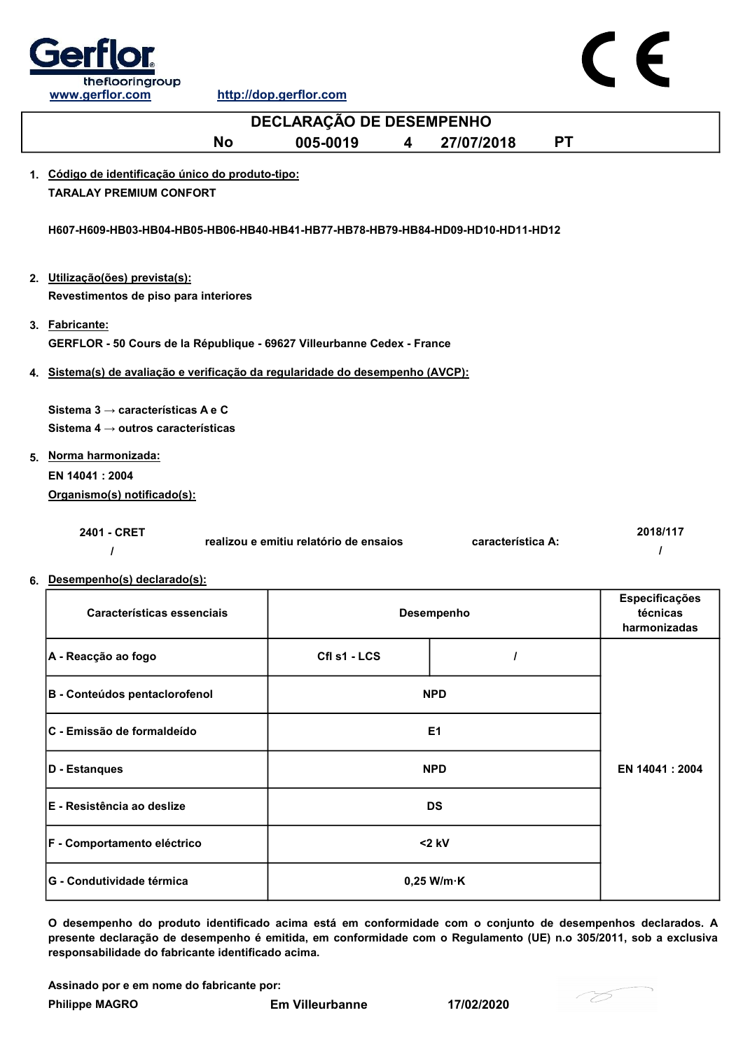www.gerflor.com http://dop.gerflor.com

# DECLARAÇÃO DE DESEMPENHO

**No 005-0019 4 27/07/2018 PT**

1. **Código de identificação único do produto-tipo:**

   **TARALAY PREMIUM CONFORT**

   **H607-H609-HB03-HB04-HB05-HB06-HB40-HB41-HB77-HB78-HB79-HB84-HD09-HD10-HD11-HD12**

2. **Utilização(ões) prevista(s):**

   **Revestimentos de piso para interiores**

3. **Fabricante:**

   **GERFLOR - 50 Cours de la République - 69627 Villeurbanne Cedex - France**

4. **Sistema(s) de avaliação e verificação da regularidade do desempenho (AVCP):**

   **Sistema 3 → características A e C**
   **Sistema 4 → outros características**

5. **Norma harmonizada:**

   **EN 14041 : 2004**

   **Organismo(s) notificado(s):**

| | | | |
|---|---|---|---|
| 2401 - CRET | realizou e emitiu relatório de ensaios | característica A: | 2018/117 |
| / | | | / |

6. **Desempenho(s) declarado(s):**

| Características essenciais | Desempenho | | Especificações técnicas harmonizadas |
|---|---|---|---|
| A - Reacção ao fogo | Cfl s1 - LCS | / | EN 14041 : 2004 |
| B - Conteúdos pentaclorofenol | NPD | | |
| C - Emissão de formaldeído | E1 | | |
| D - Estanques | NPD | | |
| E - Resistência ao deslize | DS | | |
| F - Comportamento eléctrico | <2 kV | | |
| G - Condutividade térmica | 0,25 W/m·K | | |

**O desempenho do produto identificado acima está em conformidade com o conjunto de desempenhos declarados. A presente declaração de desempenho é emitida, em conformidade com o Regulamento (UE) n.o 305/2011, sob a exclusiva responsabilidade do fabricante identificado acima.**

**Assinado por e em nome do fabricante por:**

**Philippe MAGRO** **Em Villeurbanne** **17/02/2020**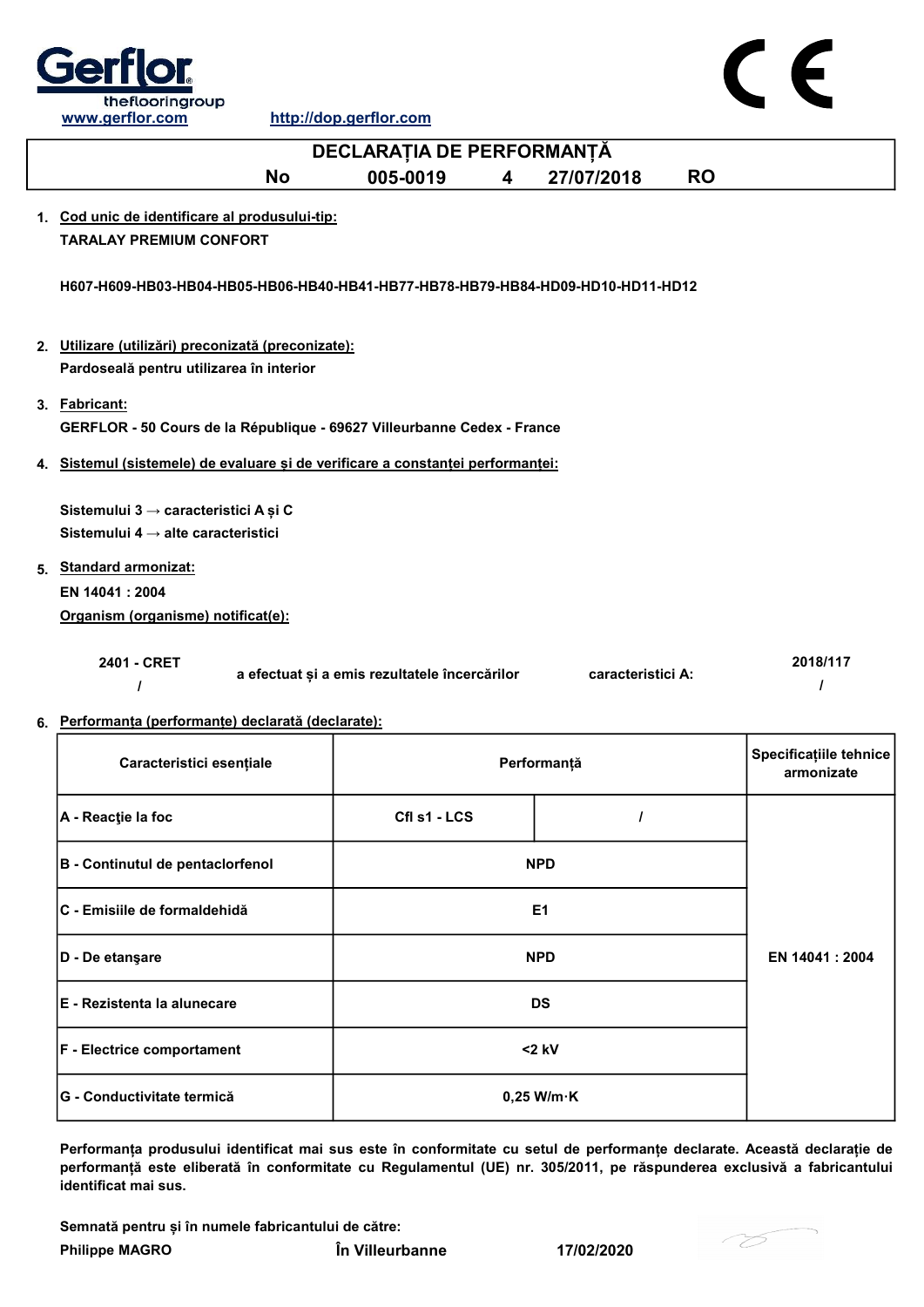Gerflor
theflooringgroup
www.gerflor.com

http://dop.gerflor.com

CE

# DECLARAȚIA DE PERFORMANȚĂ

**No 005-0019 4 27/07/2018 RO**

1. **Cod unic de identificare al produsului-tip:**
   **TARALAY PREMIUM CONFORT**

   **H607-H609-HB03-HB04-HB05-HB06-HB40-HB41-HB77-HB78-HB79-HB84-HD09-HD10-HD11-HD12**

2. **Utilizare (utilizări) preconizată (preconizate):**
   **Pardoseală pentru utilizarea în interior**

3. **Fabricant:**
   **GERFLOR - 50 Cours de la République - 69627 Villeurbanne Cedex - France**

4. **Sistemul (sistemele) de evaluare şi de verificare a constanţei performanţei:**

   **Sistemului 3 → caracteristici A și C**
   **Sistemului 4 → alte caracteristici**

5. **Standard armonizat:**
   **EN 14041 : 2004**
   **Organism (organisme) notificat(e):**

| | | | |
|---|---|---|---|
| **2401 - CRET** / | **a efectuat și a emis rezultatele încercărilor** | **caracteristici A:** | **2018/117** / |

6. **Performanța (performanțe) declarată (declarate):**

| Caracteristici esențiale | Performanță | | Specificațiile tehnice armonizate |
|---|---|---|---|
| A - Reacţie la foc | Cfl s1 - LCS | / | EN 14041 : 2004 |
| B - Continutul de pentaclorfenol | NPD | | |
| C - Emisiile de formaldehidă | E1 | | |
| D - De etanşare | NPD | | |
| E - Rezistenta la alunecare | DS | | |
| F - Electrice comportament | <2 kV | | |
| G - Conductivitate termică | 0,25 W/m·K | | |

**Performanța produsului identificat mai sus este în conformitate cu setul de performanțe declarate. Această declarație de performanță este eliberată în conformitate cu Regulamentul (UE) nr. 305/2011, pe răspunderea exclusivă a fabricantului identificat mai sus.**

**Semnată pentru și în numele fabricantului de către:**

**Philippe MAGRO** **În Villeurbanne** **17/02/2020**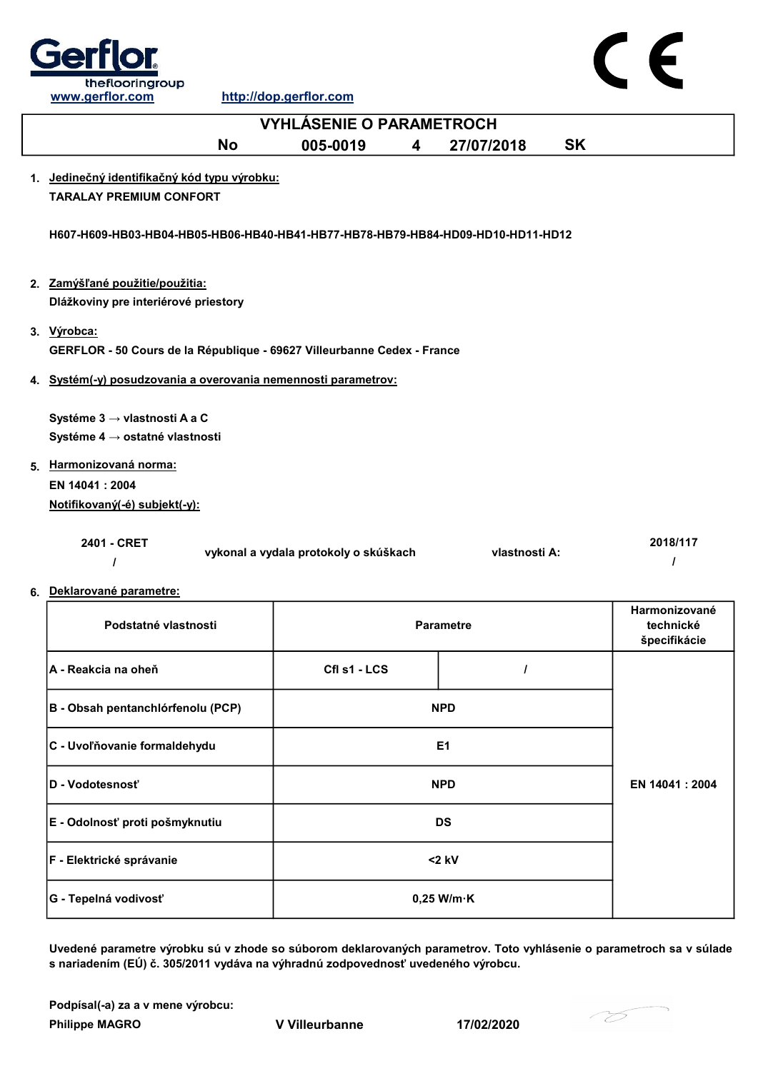Gerflor
theflooringgroup
www.gerflor.com http://dop.gerflor.com

CE

# VYHLÁSENIE O PARAMETROCH

**No 005-0019 4 27/07/2018 SK**

1. **Jedinečný identifikačný kód typu výrobku:**
   **TARALAY PREMIUM CONFORT**

   **H607-H609-HB03-HB04-HB05-HB06-HB40-HB41-HB77-HB78-HB79-HB84-HD09-HD10-HD11-HD12**

2. **Zamýšľané použitie/použitia:**
   **Dlážkoviny pre interiérové priestory**

3. **Výrobca:**
   **GERFLOR - 50 Cours de la République - 69627 Villeurbanne Cedex - France**

4. **Systém(-y) posudzovania a overovania nemennosti parametrov:**

   **Systéme 3 → vlastnosti A a C**
   **Systéme 4 → ostatné vlastnosti**

5. **Harmonizovaná norma:**
   **EN 14041 : 2004**
   **Notifikovaný(-é) subjekt(-y):**

   | | | | |
   |---|---|---|---|
   | 2401 - CRET / | vykonal a vydala protokoly o skúškach | vlastnosti A: | 2018/117 / |

6. **Deklarované parametre:**

| Podstatné vlastnosti | Parametre | | Harmonizované technické špecifikácie |
|---|---|---|---|
| A - Reakcia na oheň | Cfl s1 - LCS | / | EN 14041 : 2004 |
| B - Obsah pentanchlórfenolu (PCP) | NPD | | |
| C - Uvoľňovanie formaldehydu | E1 | | |
| D - Vodotesnosť | NPD | | |
| E - Odolnosť proti pošmyknutiu | DS | | |
| F - Elektrické správanie | <2 kV | | |
| G - Tepelná vodivosť | 0,25 W/m·K | | |

**Uvedené parametre výrobku sú v zhode so súborom deklarovaných parametrov. Toto vyhlásenie o parametroch sa v súlade s nariadením (EÚ) č. 305/2011 vydáva na výhradnú zodpovednosť uvedeného výrobcu.**

**Podpísal(-a) za a v mene výrobcu:**
**Philippe MAGRO** **V Villeurbanne** **17/02/2020**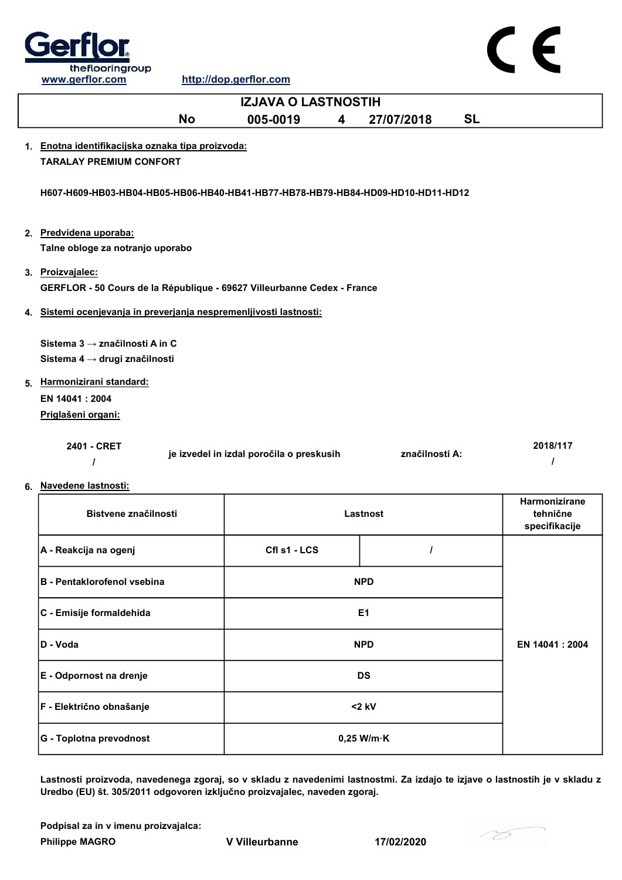Gerflor
theflooringgroup
www.gerflor.com http://dop.gerflor.com

# IZJAVA O LASTNOSTIH

No 005-0019 4 27/07/2018 SL

1. **Enotna identifikacijska oznaka tipa proizvoda:**
   **TARALAY PREMIUM CONFORT**

   **H607-H609-HB03-HB04-HB05-HB06-HB40-HB41-HB77-HB78-HB79-HB84-HD09-HD10-HD11-HD12**

2. **Predvidena uporaba:**
   **Talne obloge za notranjo uporabo**

3. **Proizvajalec:**
   **GERFLOR - 50 Cours de la République - 69627 Villeurbanne Cedex - France**

4. **Sistemi ocenjevanja in preverjanja nespremenljivosti lastnosti:**

   **Sistema 3 → značilnosti A in C**
   **Sistema 4 → drugi značilnosti**

5. **Harmonizirani standard:**
   **EN 14041 : 2004**
   **Priglašeni organi:**

   **2401 - CRET** / **je izvedel in izdal poročila o preskusih** **značilnosti A:** **2018/117** /

6. **Navedene lastnosti:**

| Bistvene značilnosti | Lastnost | | Harmonizirane tehnične specifikacije |
|---|---|---|---|
| A - Reakcija na ogenj | Cfl s1 - LCS | / | EN 14041 : 2004 |
| B - Pentaklorofenol vsebina | NPD | | |
| C - Emisije formaldehida | E1 | | |
| D - Voda | NPD | | |
| E - Odpornost na drenje | DS | | |
| F - Električno obnašanje | <2 kV | | |
| G - Toplotna prevodnost | 0,25 W/m·K | | |

**Lastnosti proizvoda, navedenega zgoraj, so v skladu z navedenimi lastnostmi. Za izdajo te izjave o lastnostih je v skladu z Uredbo (EU) št. 305/2011 odgovoren izključno proizvajalec, naveden zgoraj.**

**Podpisal za in v imenu proizvajalca:**
**Philippe MAGRO** **V Villeurbanne** **17/02/2020**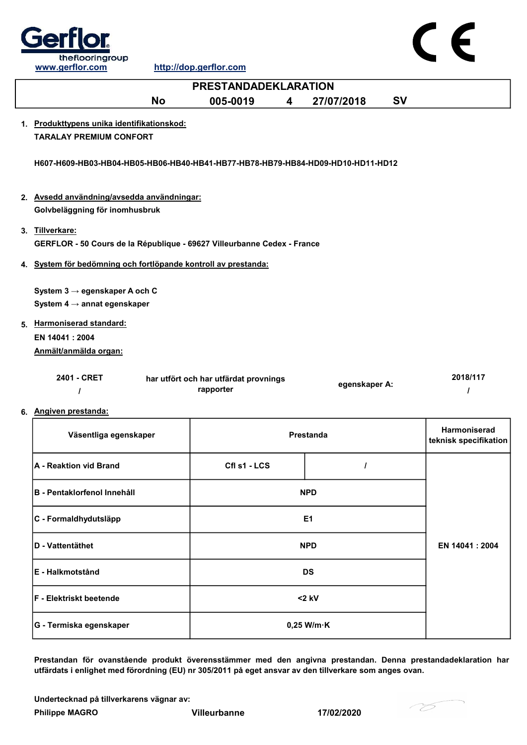Gerflor
theflooringroup
www.gerflor.com http://dop.gerflor.com

CE

# PRESTANDADEKLARATION

| No | 005-0019 | 4 | 27/07/2018 | SV |
|---|---|---|---|---|

1. Produkttypens unika identifikationskod:
**TARALAY PREMIUM CONFORT**

**H607-H609-HB03-HB04-HB05-HB06-HB40-HB41-HB77-HB78-HB79-HB84-HD09-HD10-HD11-HD12**

2. Avsedd användning/avsedda användningar:
**Golvbeläggning för inomhusbruk**

3. Tillverkare:
**GERFLOR - 50 Cours de la République - 69627 Villeurbanne Cedex - France**

4. System för bedömning och fortlöpande kontroll av prestanda:

**System 3 → egenskaper A och C**
**System 4 → annat egenskaper**

5. Harmoniserad standard:
**EN 14041 : 2004**
Anmält/anmälda organ:

| | | | |
|---|---|---|---|
| 2401 - CRET / | har utfört och har utfärdat provnings rapporter | egenskaper A: | 2018/117 / |

6. Angiven prestanda:

| Väsentliga egenskaper | Prestanda | | Harmoniserad teknisk specifikation |
|---|---|---|---|
| A - Reaktion vid Brand | Cfl s1 - LCS | / | EN 14041 : 2004 |
| B - Pentaklorfenol Innehåll | NPD | | |
| C - Formaldhydutsläpp | E1 | | |
| D - Vattentäthet | NPD | | |
| E - Halkmotstånd | DS | | |
| F - Elektriskt beetende | <2 kV | | |
| G - Termiska egenskaper | 0,25 W/m·K | | |

**Prestandan för ovanstående produkt överensstämmer med den angivna prestandan. Denna prestandadeklaration har utfärdats i enlighet med förordning (EU) nr 305/2011 på eget ansvar av den tillverkare som anges ovan.**

**Undertecknad på tillverkarens vägnar av:**
**Philippe MAGRO** Villeurbanne 17/02/2020